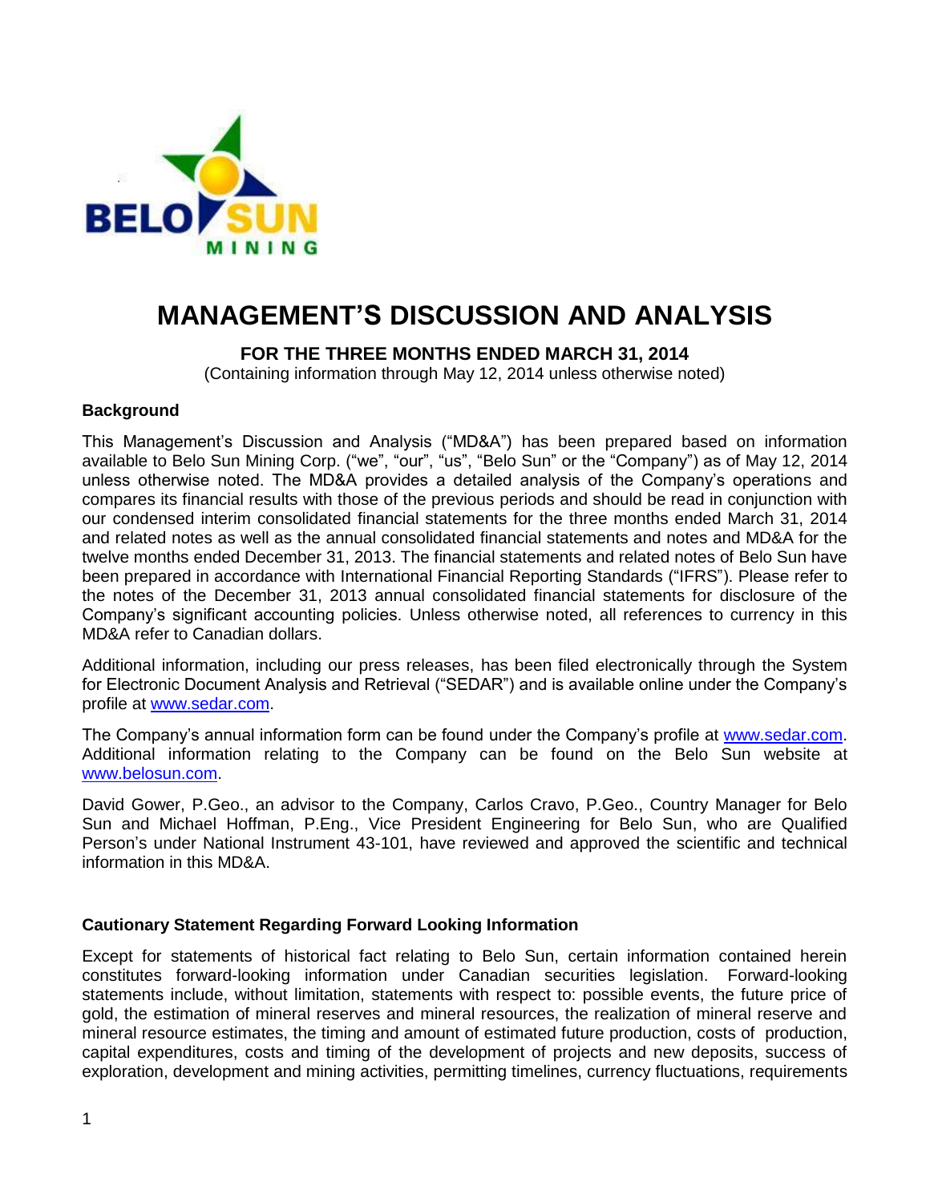# MANAGEMENT'S DISCUSSION AND ANALYSIS

**FOR THE THREE MONTHS ENDED MARCH 31, 2014**

(Containing information through May 12, 2014 unless otherwise noted)

### Background

This Management's Discussion and Analysis ("MD&A") has been prepared based on information available to Belo Sun Mining Corp. ("we", "our", "us", "Belo Sun" or the "Company") as of May 12, 2014 unless otherwise noted. The MD&A provides a detailed analysis of the Company's operations and compares its financial results with those of the previous periods and should be read in conjunction with our condensed interim consolidated financial statements for the three months ended March 31, 2014 and related notes as well as the annual consolidated financial statements and notes and MD&A for the twelve months ended December 31, 2013. The financial statements and related notes of Belo Sun have been prepared in accordance with International Financial Reporting Standards ("IFRS"). Please refer to the notes of the December 31, 2013 annual consolidated financial statements for disclosure of the Company's significant accounting policies. Unless otherwise noted, all references to currency in this MD&A refer to Canadian dollars.

Additional information, including our press releases, has been filed electronically through the System for Electronic Document Analysis and Retrieval ("SEDAR") and is available online under the Company's profile at www.sedar.com.

The Company's annual information form can be found under the Company's profile at www.sedar.com. Additional information relating to the Company can be found on the Belo Sun website at www.belosun.com.

David Gower, P.Geo., an advisor to the Company, Carlos Cravo, P.Geo., Country Manager for Belo Sun and Michael Hoffman, P.Eng., Vice President Engineering for Belo Sun, who are Qualified Person's under National Instrument 43-101, have reviewed and approved the scientific and technical information in this MD&A.

### Cautionary Statement Regarding Forward Looking Information

Except for statements of historical fact relating to Belo Sun, certain information contained herein constitutes forward-looking information under Canadian securities legislation. Forward-looking statements include, without limitation, statements with respect to: possible events, the future price of gold, the estimation of mineral reserves and mineral resources, the realization of mineral reserve and mineral resource estimates, the timing and amount of estimated future production, costs of production, capital expenditures, costs and timing of the development of projects and new deposits, success of exploration, development and mining activities, permitting timelines, currency fluctuations, requirements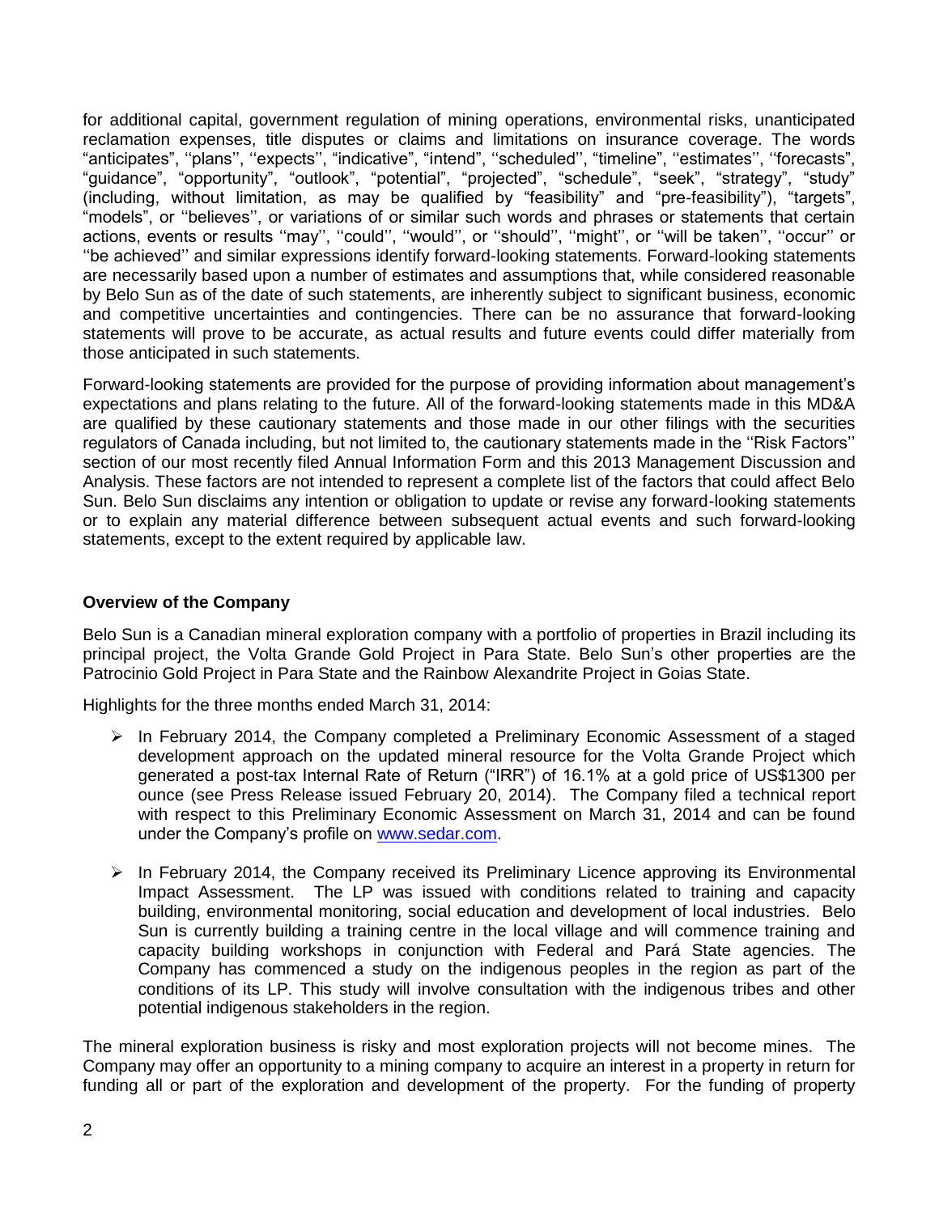for additional capital, government regulation of mining operations, environmental risks, unanticipated reclamation expenses, title disputes or claims and limitations on insurance coverage. The words "anticipates", ''plans'', ''expects'', "indicative", "intend", ''scheduled'', "timeline", ''estimates'', "forecasts", "guidance", "opportunity", "outlook", "potential", "projected", "schedule", "seek", "strategy", "study" (including, without limitation, as may be qualified by "feasibility" and "pre-feasibility"), "targets", "models", or ''believes'', or variations of or similar such words and phrases or statements that certain actions, events or results ''may'', ''could'', ''would'', or ''should'', ''might'', or ''will be taken'', ''occur'' or ''be achieved'' and similar expressions identify forward-looking statements. Forward-looking statements are necessarily based upon a number of estimates and assumptions that, while considered reasonable by Belo Sun as of the date of such statements, are inherently subject to significant business, economic and competitive uncertainties and contingencies. There can be no assurance that forward-looking statements will prove to be accurate, as actual results and future events could differ materially from those anticipated in such statements.

Forward-looking statements are provided for the purpose of providing information about management's expectations and plans relating to the future. All of the forward-looking statements made in this MD&A are qualified by these cautionary statements and those made in our other filings with the securities regulators of Canada including, but not limited to, the cautionary statements made in the ''Risk Factors'' section of our most recently filed Annual Information Form and this 2013 Management Discussion and Analysis. These factors are not intended to represent a complete list of the factors that could affect Belo Sun. Belo Sun disclaims any intention or obligation to update or revise any forward-looking statements or to explain any material difference between subsequent actual events and such forward-looking statements, except to the extent required by applicable law.

**Overview of the Company**

Belo Sun is a Canadian mineral exploration company with a portfolio of properties in Brazil including its principal project, the Volta Grande Gold Project in Para State. Belo Sun's other properties are the Patrocinio Gold Project in Para State and the Rainbow Alexandrite Project in Goias State.

Highlights for the three months ended March 31, 2014:

- In February 2014, the Company completed a Preliminary Economic Assessment of a staged development approach on the updated mineral resource for the Volta Grande Project which generated a post-tax Internal Rate of Return ("IRR") of 16.1% at a gold price of US$1300 per ounce (see Press Release issued February 20, 2014). The Company filed a technical report with respect to this Preliminary Economic Assessment on March 31, 2014 and can be found under the Company's profile on www.sedar.com.

- In February 2014, the Company received its Preliminary Licence approving its Environmental Impact Assessment. The LP was issued with conditions related to training and capacity building, environmental monitoring, social education and development of local industries. Belo Sun is currently building a training centre in the local village and will commence training and capacity building workshops in conjunction with Federal and Pará State agencies. The Company has commenced a study on the indigenous peoples in the region as part of the conditions of its LP. This study will involve consultation with the indigenous tribes and other potential indigenous stakeholders in the region.

The mineral exploration business is risky and most exploration projects will not become mines. The Company may offer an opportunity to a mining company to acquire an interest in a property in return for funding all or part of the exploration and development of the property. For the funding of property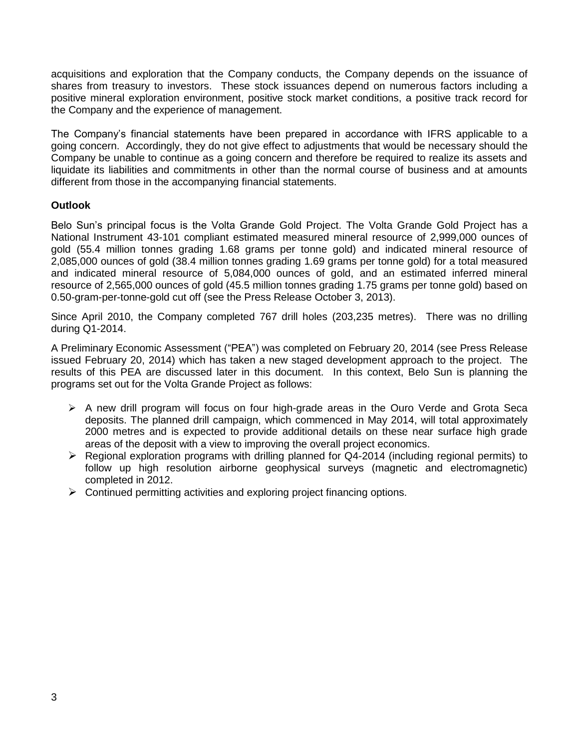acquisitions and exploration that the Company conducts, the Company depends on the issuance of shares from treasury to investors. These stock issuances depend on numerous factors including a positive mineral exploration environment, positive stock market conditions, a positive track record for the Company and the experience of management.

The Company's financial statements have been prepared in accordance with IFRS applicable to a going concern. Accordingly, they do not give effect to adjustments that would be necessary should the Company be unable to continue as a going concern and therefore be required to realize its assets and liquidate its liabilities and commitments in other than the normal course of business and at amounts different from those in the accompanying financial statements.

**Outlook**

Belo Sun's principal focus is the Volta Grande Gold Project. The Volta Grande Gold Project has a National Instrument 43-101 compliant estimated measured mineral resource of 2,999,000 ounces of gold (55.4 million tonnes grading 1.68 grams per tonne gold) and indicated mineral resource of 2,085,000 ounces of gold (38.4 million tonnes grading 1.69 grams per tonne gold) for a total measured and indicated mineral resource of 5,084,000 ounces of gold, and an estimated inferred mineral resource of 2,565,000 ounces of gold (45.5 million tonnes grading 1.75 grams per tonne gold) based on 0.50-gram-per-tonne-gold cut off (see the Press Release October 3, 2013).

Since April 2010, the Company completed 767 drill holes (203,235 metres). There was no drilling during Q1-2014.

A Preliminary Economic Assessment ("PEA") was completed on February 20, 2014 (see Press Release issued February 20, 2014) which has taken a new staged development approach to the project. The results of this PEA are discussed later in this document. In this context, Belo Sun is planning the programs set out for the Volta Grande Project as follows:

- A new drill program will focus on four high-grade areas in the Ouro Verde and Grota Seca deposits. The planned drill campaign, which commenced in May 2014, will total approximately 2000 metres and is expected to provide additional details on these near surface high grade areas of the deposit with a view to improving the overall project economics.
- Regional exploration programs with drilling planned for Q4-2014 (including regional permits) to follow up high resolution airborne geophysical surveys (magnetic and electromagnetic) completed in 2012.
- Continued permitting activities and exploring project financing options.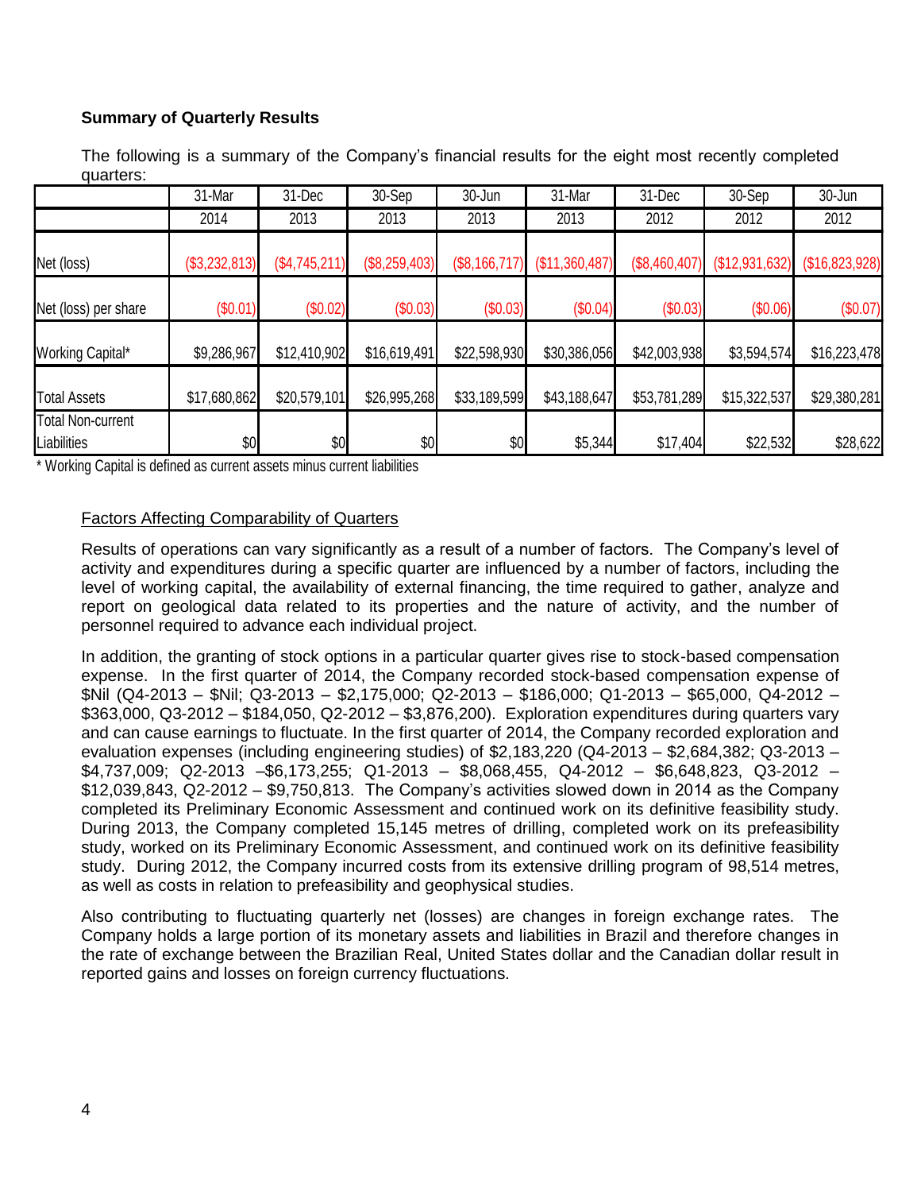### Summary of Quarterly Results

The following is a summary of the Company's financial results for the eight most recently completed quarters:

| | 31-Mar | 31-Dec | 30-Sep | 30-Jun | 31-Mar | 31-Dec | 30-Sep | 30-Jun |
|---|---|---|---|---|---|---|---|---|
| | 2014 | 2013 | 2013 | 2013 | 2013 | 2012 | 2012 | 2012 |
| Net (loss) | ($3,232,813) | ($4,745,211) | ($8,259,403) | ($8,166,717) | ($11,360,487) | ($8,460,407) | ($12,931,632) | ($16,823,928) |
| Net (loss) per share | ($0.01) | ($0.02) | ($0.03) | ($0.03) | ($0.04) | ($0.03) | ($0.06) | ($0.07) |
| Working Capital* | $9,286,967 | $12,410,902 | $16,619,491 | $22,598,930 | $30,386,056 | $42,003,938 | $3,594,574 | $16,223,478 |
| Total Assets | $17,680,862 | $20,579,101 | $26,995,268 | $33,189,599 | $43,188,647 | $53,781,289 | $15,322,537 | $29,380,281 |
| Total Non-current Liabilities | $0 | $0 | $0 | $0 | $5,344 | $17,404 | $22,532 | $28,622 |

\* Working Capital is defined as current assets minus current liabilities

<u>Factors Affecting Comparability of Quarters</u>

Results of operations can vary significantly as a result of a number of factors. The Company's level of activity and expenditures during a specific quarter are influenced by a number of factors, including the level of working capital, the availability of external financing, the time required to gather, analyze and report on geological data related to its properties and the nature of activity, and the number of personnel required to advance each individual project.

In addition, the granting of stock options in a particular quarter gives rise to stock-based compensation expense. In the first quarter of 2014, the Company recorded stock-based compensation expense of $Nil (Q4-2013 – $Nil; Q3-2013 – $2,175,000; Q2-2013 – $186,000; Q1-2013 – $65,000, Q4-2012 – $363,000, Q3-2012 – $184,050, Q2-2012 – $3,876,200). Exploration expenditures during quarters vary and can cause earnings to fluctuate. In the first quarter of 2014, the Company recorded exploration and evaluation expenses (including engineering studies) of $2,183,220 (Q4-2013 – $2,684,382; Q3-2013 – $4,737,009; Q2-2013 –$6,173,255; Q1-2013 – $8,068,455, Q4-2012 – $6,648,823, Q3-2012 – $12,039,843, Q2-2012 – $9,750,813. The Company's activities slowed down in 2014 as the Company completed its Preliminary Economic Assessment and continued work on its definitive feasibility study. During 2013, the Company completed 15,145 metres of drilling, completed work on its prefeasibility study, worked on its Preliminary Economic Assessment, and continued work on its definitive feasibility study. During 2012, the Company incurred costs from its extensive drilling program of 98,514 metres, as well as costs in relation to prefeasibility and geophysical studies.

Also contributing to fluctuating quarterly net (losses) are changes in foreign exchange rates. The Company holds a large portion of its monetary assets and liabilities in Brazil and therefore changes in the rate of exchange between the Brazilian Real, United States dollar and the Canadian dollar result in reported gains and losses on foreign currency fluctuations.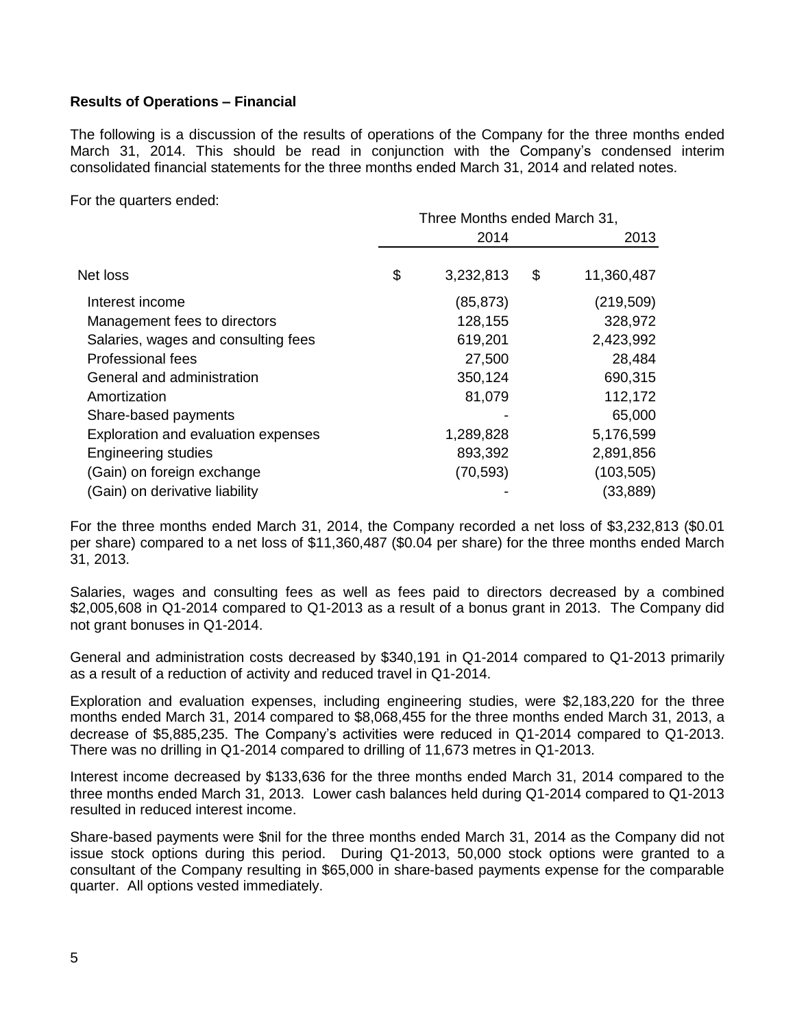**Results of Operations – Financial**

The following is a discussion of the results of operations of the Company for the three months ended March 31, 2014. This should be read in conjunction with the Company's condensed interim consolidated financial statements for the three months ended March 31, 2014 and related notes.

For the quarters ended:

| | Three Months ended March 31, | |
|---|---|---|
| | 2014 | 2013 |
| Net loss | $ 3,232,813 | $ 11,360,487 |
| Interest income | (85,873) | (219,509) |
| Management fees to directors | 128,155 | 328,972 |
| Salaries, wages and consulting fees | 619,201 | 2,423,992 |
| Professional fees | 27,500 | 28,484 |
| General and administration | 350,124 | 690,315 |
| Amortization | 81,079 | 112,172 |
| Share-based payments | - | 65,000 |
| Exploration and evaluation expenses | 1,289,828 | 5,176,599 |
| Engineering studies | 893,392 | 2,891,856 |
| (Gain) on foreign exchange | (70,593) | (103,505) |
| (Gain) on derivative liability | - | (33,889) |

For the three months ended March 31, 2014, the Company recorded a net loss of $3,232,813 ($0.01 per share) compared to a net loss of $11,360,487 ($0.04 per share) for the three months ended March 31, 2013.

Salaries, wages and consulting fees as well as fees paid to directors decreased by a combined $2,005,608 in Q1-2014 compared to Q1-2013 as a result of a bonus grant in 2013. The Company did not grant bonuses in Q1-2014.

General and administration costs decreased by $340,191 in Q1-2014 compared to Q1-2013 primarily as a result of a reduction of activity and reduced travel in Q1-2014.

Exploration and evaluation expenses, including engineering studies, were $2,183,220 for the three months ended March 31, 2014 compared to $8,068,455 for the three months ended March 31, 2013, a decrease of $5,885,235. The Company's activities were reduced in Q1-2014 compared to Q1-2013. There was no drilling in Q1-2014 compared to drilling of 11,673 metres in Q1-2013.

Interest income decreased by $133,636 for the three months ended March 31, 2014 compared to the three months ended March 31, 2013. Lower cash balances held during Q1-2014 compared to Q1-2013 resulted in reduced interest income.

Share-based payments were $nil for the three months ended March 31, 2014 as the Company did not issue stock options during this period. During Q1-2013, 50,000 stock options were granted to a consultant of the Company resulting in $65,000 in share-based payments expense for the comparable quarter. All options vested immediately.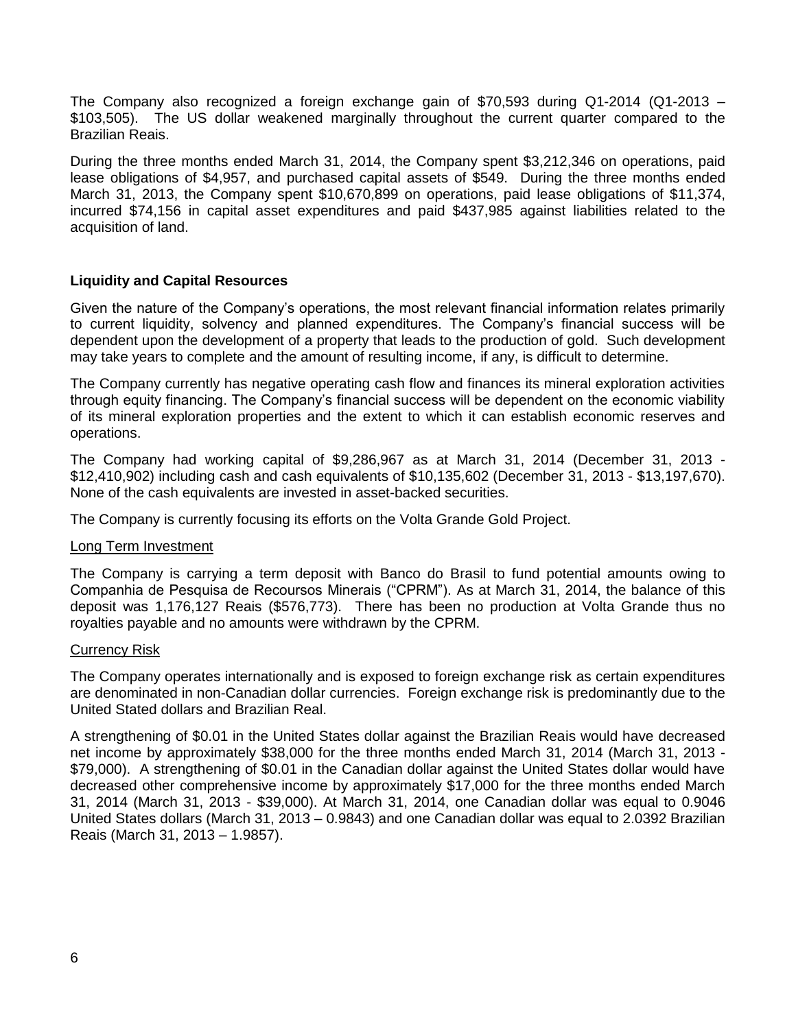The Company also recognized a foreign exchange gain of $70,593 during Q1-2014 (Q1-2013 – $103,505). The US dollar weakened marginally throughout the current quarter compared to the Brazilian Reais.

During the three months ended March 31, 2014, the Company spent $3,212,346 on operations, paid lease obligations of $4,957, and purchased capital assets of $549. During the three months ended March 31, 2013, the Company spent $10,670,899 on operations, paid lease obligations of $11,374, incurred $74,156 in capital asset expenditures and paid $437,985 against liabilities related to the acquisition of land.

## Liquidity and Capital Resources

Given the nature of the Company's operations, the most relevant financial information relates primarily to current liquidity, solvency and planned expenditures. The Company's financial success will be dependent upon the development of a property that leads to the production of gold. Such development may take years to complete and the amount of resulting income, if any, is difficult to determine.

The Company currently has negative operating cash flow and finances its mineral exploration activities through equity financing. The Company's financial success will be dependent on the economic viability of its mineral exploration properties and the extent to which it can establish economic reserves and operations.

The Company had working capital of $9,286,967 as at March 31, 2014 (December 31, 2013 - $12,410,902) including cash and cash equivalents of $10,135,602 (December 31, 2013 - $13,197,670). None of the cash equivalents are invested in asset-backed securities.

The Company is currently focusing its efforts on the Volta Grande Gold Project.

### Long Term Investment

The Company is carrying a term deposit with Banco do Brasil to fund potential amounts owing to Companhia de Pesquisa de Recoursos Minerais ("CPRM"). As at March 31, 2014, the balance of this deposit was 1,176,127 Reais ($576,773). There has been no production at Volta Grande thus no royalties payable and no amounts were withdrawn by the CPRM.

### Currency Risk

The Company operates internationally and is exposed to foreign exchange risk as certain expenditures are denominated in non-Canadian dollar currencies. Foreign exchange risk is predominantly due to the United Stated dollars and Brazilian Real.

A strengthening of $0.01 in the United States dollar against the Brazilian Reais would have decreased net income by approximately $38,000 for the three months ended March 31, 2014 (March 31, 2013 - $79,000). A strengthening of $0.01 in the Canadian dollar against the United States dollar would have decreased other comprehensive income by approximately $17,000 for the three months ended March 31, 2014 (March 31, 2013 - $39,000). At March 31, 2014, one Canadian dollar was equal to 0.9046 United States dollars (March 31, 2013 – 0.9843) and one Canadian dollar was equal to 2.0392 Brazilian Reais (March 31, 2013 – 1.9857).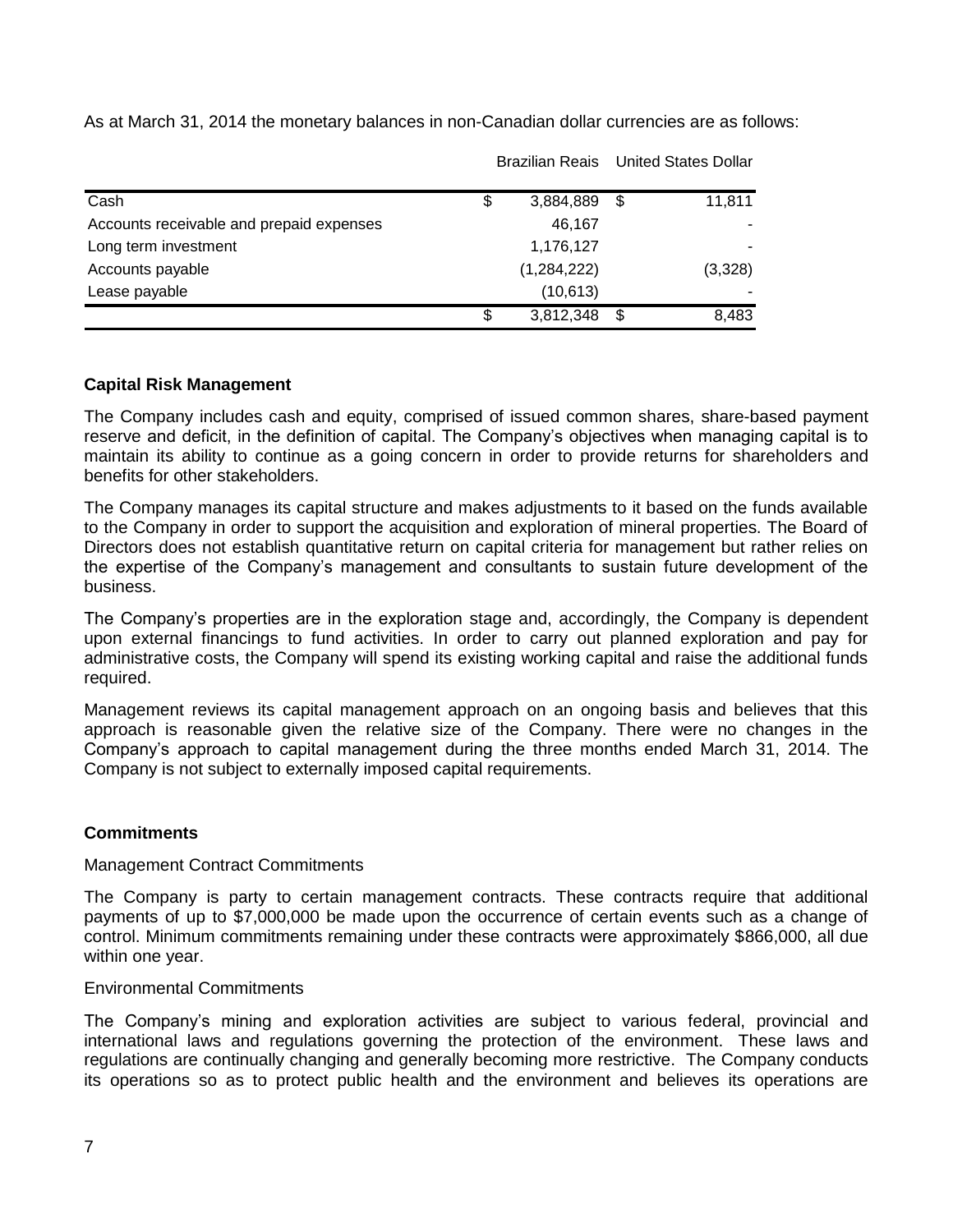As at March 31, 2014 the monetary balances in non-Canadian dollar currencies are as follows:

| | Brazilian Reais | United States Dollar |
|---|---|---|
| Cash | $ 3,884,889 | $ 11,811 |
| Accounts receivable and prepaid expenses | 46,167 | - |
| Long term investment | 1,176,127 | - |
| Accounts payable | (1,284,222) | (3,328) |
| Lease payable | (10,613) | - |
| | $ 3,812,348 | $ 8,483 |

**Capital Risk Management**

The Company includes cash and equity, comprised of issued common shares, share-based payment reserve and deficit, in the definition of capital. The Company's objectives when managing capital is to maintain its ability to continue as a going concern in order to provide returns for shareholders and benefits for other stakeholders.

The Company manages its capital structure and makes adjustments to it based on the funds available to the Company in order to support the acquisition and exploration of mineral properties. The Board of Directors does not establish quantitative return on capital criteria for management but rather relies on the expertise of the Company's management and consultants to sustain future development of the business.

The Company's properties are in the exploration stage and, accordingly, the Company is dependent upon external financings to fund activities. In order to carry out planned exploration and pay for administrative costs, the Company will spend its existing working capital and raise the additional funds required.

Management reviews its capital management approach on an ongoing basis and believes that this approach is reasonable given the relative size of the Company. There were no changes in the Company's approach to capital management during the three months ended March 31, 2014. The Company is not subject to externally imposed capital requirements.

**Commitments**

Management Contract Commitments

The Company is party to certain management contracts. These contracts require that additional payments of up to $7,000,000 be made upon the occurrence of certain events such as a change of control. Minimum commitments remaining under these contracts were approximately $866,000, all due within one year.

Environmental Commitments

The Company's mining and exploration activities are subject to various federal, provincial and international laws and regulations governing the protection of the environment. These laws and regulations are continually changing and generally becoming more restrictive. The Company conducts its operations so as to protect public health and the environment and believes its operations are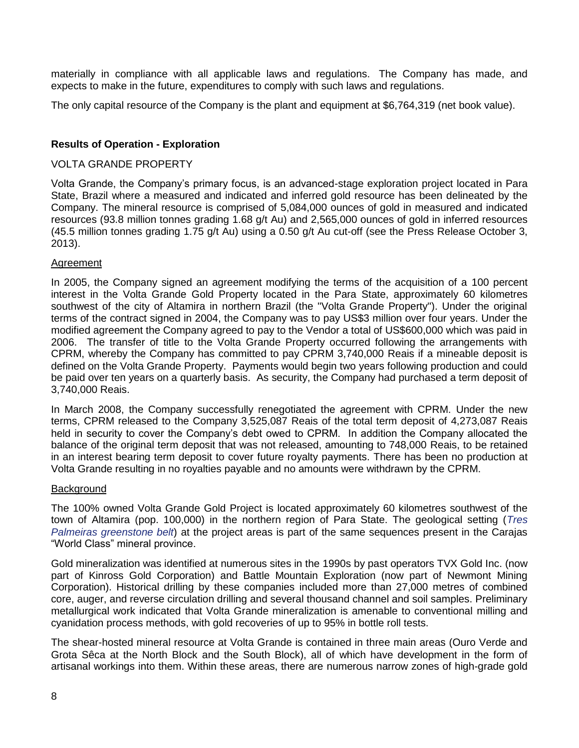materially in compliance with all applicable laws and regulations. The Company has made, and expects to make in the future, expenditures to comply with such laws and regulations.

The only capital resource of the Company is the plant and equipment at $6,764,319 (net book value).

## Results of Operation - Exploration

VOLTA GRANDE PROPERTY

Volta Grande, the Company's primary focus, is an advanced-stage exploration project located in Para State, Brazil where a measured and indicated and inferred gold resource has been delineated by the Company. The mineral resource is comprised of 5,084,000 ounces of gold in measured and indicated resources (93.8 million tonnes grading 1.68 g/t Au) and 2,565,000 ounces of gold in inferred resources (45.5 million tonnes grading 1.75 g/t Au) using a 0.50 g/t Au cut-off (see the Press Release October 3, 2013).

Agreement

In 2005, the Company signed an agreement modifying the terms of the acquisition of a 100 percent interest in the Volta Grande Gold Property located in the Para State, approximately 60 kilometres southwest of the city of Altamira in northern Brazil (the "Volta Grande Property"). Under the original terms of the contract signed in 2004, the Company was to pay US$3 million over four years. Under the modified agreement the Company agreed to pay to the Vendor a total of US$600,000 which was paid in 2006. The transfer of title to the Volta Grande Property occurred following the arrangements with CPRM, whereby the Company has committed to pay CPRM 3,740,000 Reais if a mineable deposit is defined on the Volta Grande Property. Payments would begin two years following production and could be paid over ten years on a quarterly basis. As security, the Company had purchased a term deposit of 3,740,000 Reais.

In March 2008, the Company successfully renegotiated the agreement with CPRM. Under the new terms, CPRM released to the Company 3,525,087 Reais of the total term deposit of 4,273,087 Reais held in security to cover the Company's debt owed to CPRM. In addition the Company allocated the balance of the original term deposit that was not released, amounting to 748,000 Reais, to be retained in an interest bearing term deposit to cover future royalty payments. There has been no production at Volta Grande resulting in no royalties payable and no amounts were withdrawn by the CPRM.

Background

The 100% owned Volta Grande Gold Project is located approximately 60 kilometres southwest of the town of Altamira (pop. 100,000) in the northern region of Para State. The geological setting (*Tres Palmeiras greenstone belt*) at the project areas is part of the same sequences present in the Carajas "World Class" mineral province.

Gold mineralization was identified at numerous sites in the 1990s by past operators TVX Gold Inc. (now part of Kinross Gold Corporation) and Battle Mountain Exploration (now part of Newmont Mining Corporation). Historical drilling by these companies included more than 27,000 metres of combined core, auger, and reverse circulation drilling and several thousand channel and soil samples. Preliminary metallurgical work indicated that Volta Grande mineralization is amenable to conventional milling and cyanidation process methods, with gold recoveries of up to 95% in bottle roll tests.

The shear-hosted mineral resource at Volta Grande is contained in three main areas (Ouro Verde and Grota Sêca at the North Block and the South Block), all of which have development in the form of artisanal workings into them. Within these areas, there are numerous narrow zones of high-grade gold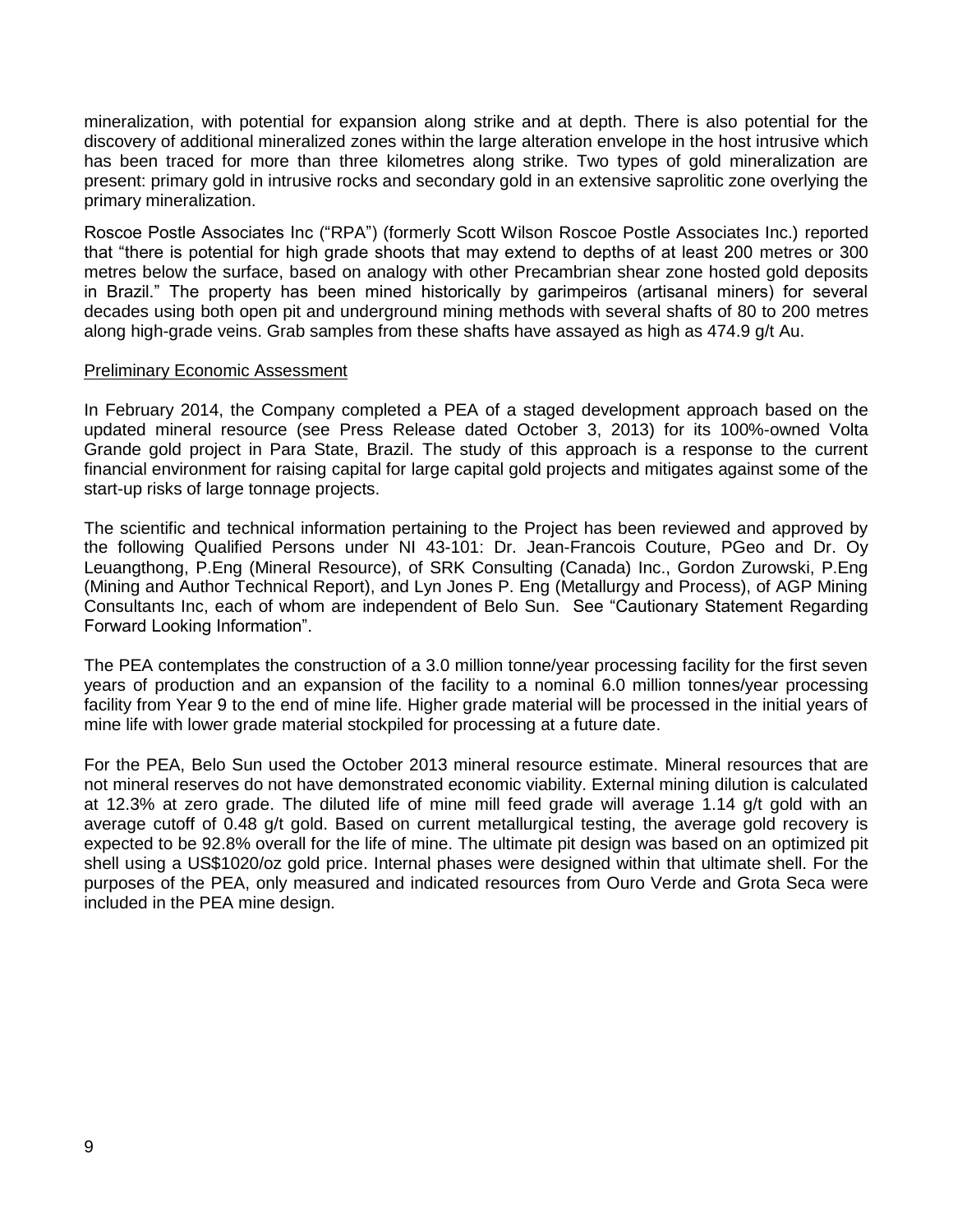mineralization, with potential for expansion along strike and at depth. There is also potential for the discovery of additional mineralized zones within the large alteration envelope in the host intrusive which has been traced for more than three kilometres along strike. Two types of gold mineralization are present: primary gold in intrusive rocks and secondary gold in an extensive saprolitic zone overlying the primary mineralization.

Roscoe Postle Associates Inc ("RPA") (formerly Scott Wilson Roscoe Postle Associates Inc.) reported that "there is potential for high grade shoots that may extend to depths of at least 200 metres or 300 metres below the surface, based on analogy with other Precambrian shear zone hosted gold deposits in Brazil." The property has been mined historically by garimpeiros (artisanal miners) for several decades using both open pit and underground mining methods with several shafts of 80 to 200 metres along high-grade veins. Grab samples from these shafts have assayed as high as 474.9 g/t Au.

Preliminary Economic Assessment

In February 2014, the Company completed a PEA of a staged development approach based on the updated mineral resource (see Press Release dated October 3, 2013) for its 100%-owned Volta Grande gold project in Para State, Brazil. The study of this approach is a response to the current financial environment for raising capital for large capital gold projects and mitigates against some of the start-up risks of large tonnage projects.

The scientific and technical information pertaining to the Project has been reviewed and approved by the following Qualified Persons under NI 43-101: Dr. Jean-Francois Couture, PGeo and Dr. Oy Leuangthong, P.Eng (Mineral Resource), of SRK Consulting (Canada) Inc., Gordon Zurowski, P.Eng (Mining and Author Technical Report), and Lyn Jones P. Eng (Metallurgy and Process), of AGP Mining Consultants Inc, each of whom are independent of Belo Sun. See "Cautionary Statement Regarding Forward Looking Information".

The PEA contemplates the construction of a 3.0 million tonne/year processing facility for the first seven years of production and an expansion of the facility to a nominal 6.0 million tonnes/year processing facility from Year 9 to the end of mine life. Higher grade material will be processed in the initial years of mine life with lower grade material stockpiled for processing at a future date.

For the PEA, Belo Sun used the October 2013 mineral resource estimate. Mineral resources that are not mineral reserves do not have demonstrated economic viability. External mining dilution is calculated at 12.3% at zero grade. The diluted life of mine mill feed grade will average 1.14 g/t gold with an average cutoff of 0.48 g/t gold. Based on current metallurgical testing, the average gold recovery is expected to be 92.8% overall for the life of mine. The ultimate pit design was based on an optimized pit shell using a US$1020/oz gold price. Internal phases were designed within that ultimate shell. For the purposes of the PEA, only measured and indicated resources from Ouro Verde and Grota Seca were included in the PEA mine design.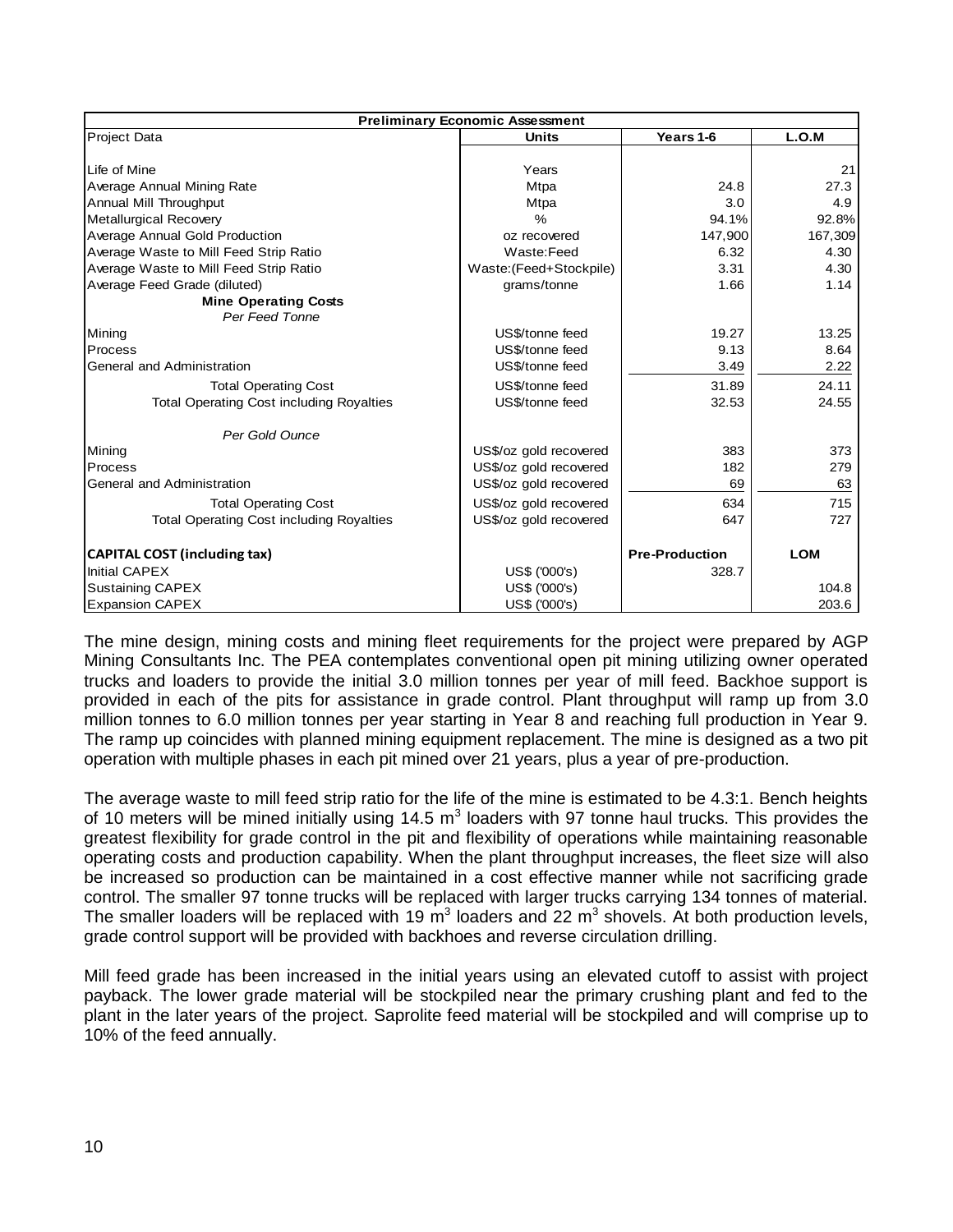| Preliminary Economic Assessment | | | |
|---|---|---|---|
| Project Data | Units | Years 1-6 | L.O.M |
| Life of Mine | Years | | 21 |
| Average Annual Mining Rate | Mtpa | 24.8 | 27.3 |
| Annual Mill Throughput | Mtpa | 3.0 | 4.9 |
| Metallurgical Recovery | % | 94.1% | 92.8% |
| Average Annual Gold Production | oz recovered | 147,900 | 167,309 |
| Average Waste to Mill Feed Strip Ratio | Waste:Feed | 6.32 | 4.30 |
| Average Waste to Mill Feed Strip Ratio | Waste:(Feed+Stockpile) | 3.31 | 4.30 |
| Average Feed Grade (diluted) | grams/tonne | 1.66 | 1.14 |
| **Mine Operating Costs** | | | |
| *Per Feed Tonne* | | | |
| Mining | US$/tonne feed | 19.27 | 13.25 |
| Process | US$/tonne feed | 9.13 | 8.64 |
| General and Administration | US$/tonne feed | 3.49 | 2.22 |
| Total Operating Cost | US$/tonne feed | 31.89 | 24.11 |
| Total Operating Cost including Royalties | US$/tonne feed | 32.53 | 24.55 |
| *Per Gold Ounce* | | | |
| Mining | US$/oz gold recovered | 383 | 373 |
| Process | US$/oz gold recovered | 182 | 279 |
| General and Administration | US$/oz gold recovered | 69 | 63 |
| Total Operating Cost | US$/oz gold recovered | 634 | 715 |
| Total Operating Cost including Royalties | US$/oz gold recovered | 647 | 727 |
| **CAPITAL COST (including tax)** | | **Pre-Production** | **LOM** |
| Initial CAPEX | US$ ('000's) | 328.7 | |
| Sustaining CAPEX | US$ ('000's) | | 104.8 |
| Expansion CAPEX | US$ ('000's) | | 203.6 |

The mine design, mining costs and mining fleet requirements for the project were prepared by AGP Mining Consultants Inc. The PEA contemplates conventional open pit mining utilizing owner operated trucks and loaders to provide the initial 3.0 million tonnes per year of mill feed. Backhoe support is provided in each of the pits for assistance in grade control. Plant throughput will ramp up from 3.0 million tonnes to 6.0 million tonnes per year starting in Year 8 and reaching full production in Year 9. The ramp up coincides with planned mining equipment replacement. The mine is designed as a two pit operation with multiple phases in each pit mined over 21 years, plus a year of pre-production.

The average waste to mill feed strip ratio for the life of the mine is estimated to be 4.3:1. Bench heights of 10 meters will be mined initially using 14.5 $m^3$ loaders with 97 tonne haul trucks. This provides the greatest flexibility for grade control in the pit and flexibility of operations while maintaining reasonable operating costs and production capability. When the plant throughput increases, the fleet size will also be increased so production can be maintained in a cost effective manner while not sacrificing grade control. The smaller 97 tonne trucks will be replaced with larger trucks carrying 134 tonnes of material. The smaller loaders will be replaced with 19 $m^3$ loaders and 22 $m^3$ shovels. At both production levels, grade control support will be provided with backhoes and reverse circulation drilling.

Mill feed grade has been increased in the initial years using an elevated cutoff to assist with project payback. The lower grade material will be stockpiled near the primary crushing plant and fed to the plant in the later years of the project. Saprolite feed material will be stockpiled and will comprise up to 10% of the feed annually.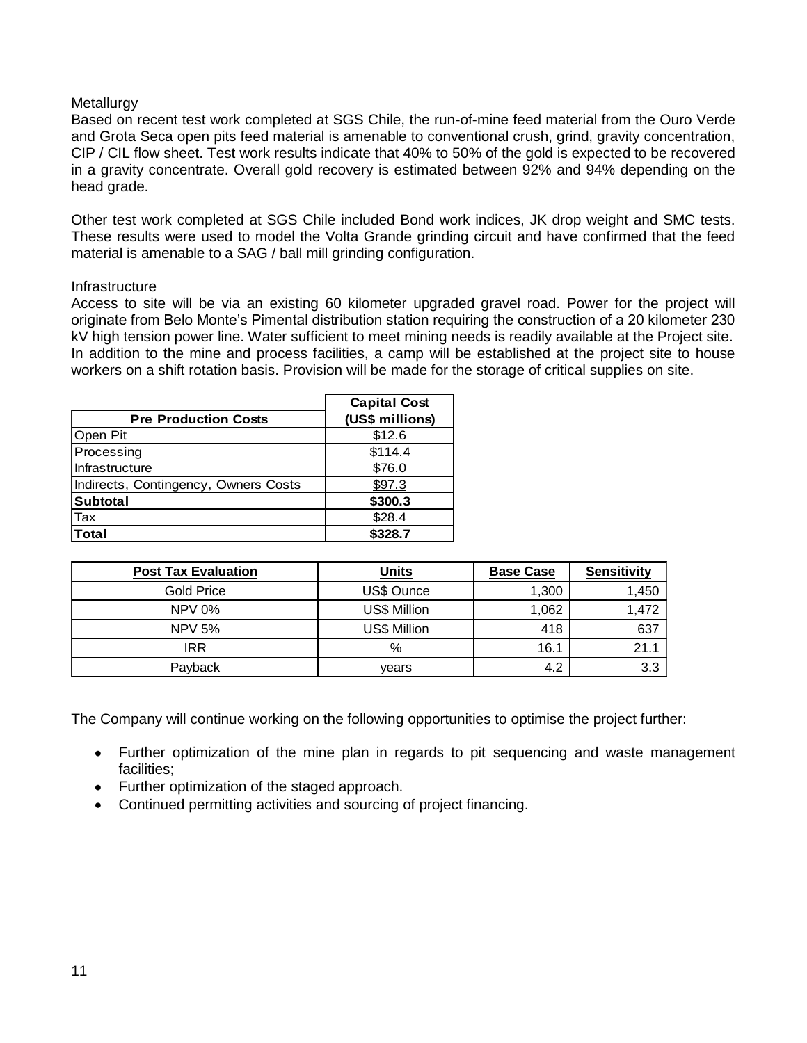Metallurgy

Based on recent test work completed at SGS Chile, the run-of-mine feed material from the Ouro Verde and Grota Seca open pits feed material is amenable to conventional crush, grind, gravity concentration, CIP / CIL flow sheet. Test work results indicate that 40% to 50% of the gold is expected to be recovered in a gravity concentrate. Overall gold recovery is estimated between 92% and 94% depending on the head grade.

Other test work completed at SGS Chile included Bond work indices, JK drop weight and SMC tests. These results were used to model the Volta Grande grinding circuit and have confirmed that the feed material is amenable to a SAG / ball mill grinding configuration.

Infrastructure

Access to site will be via an existing 60 kilometer upgraded gravel road. Power for the project will originate from Belo Monte's Pimental distribution station requiring the construction of a 20 kilometer 230 kV high tension power line. Water sufficient to meet mining needs is readily available at the Project site. In addition to the mine and process facilities, a camp will be established at the project site to house workers on a shift rotation basis. Provision will be made for the storage of critical supplies on site.

| Pre Production Costs | Capital Cost (US$ millions) |
|---|---|
| Open Pit | $12.6 |
| Processing | $114.4 |
| Infrastructure | $76.0 |
| Indirects, Contingency, Owners Costs | $97.3 |
| **Subtotal** | **$300.3** |
| Tax | $28.4 |
| **Total** | **$328.7** |

| Post Tax Evaluation | Units | Base Case | Sensitivity |
|---|---|---|---|
| Gold Price | US$ Ounce | 1,300 | 1,450 |
| NPV 0% | US$ Million | 1,062 | 1,472 |
| NPV 5% | US$ Million | 418 | 637 |
| IRR | % | 16.1 | 21.1 |
| Payback | years | 4.2 | 3.3 |

The Company will continue working on the following opportunities to optimise the project further:

- Further optimization of the mine plan in regards to pit sequencing and waste management facilities;
- Further optimization of the staged approach.
- Continued permitting activities and sourcing of project financing.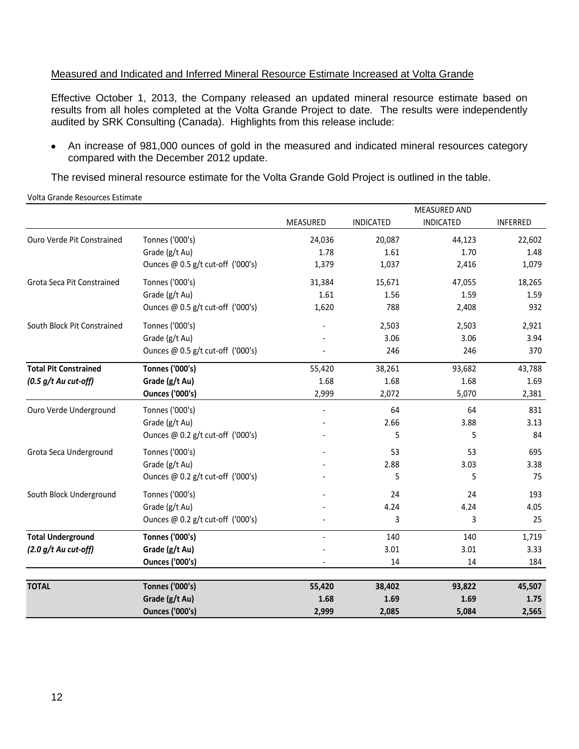Measured and Indicated and Inferred Mineral Resource Estimate Increased at Volta Grande

Effective October 1, 2013, the Company released an updated mineral resource estimate based on results from all holes completed at the Volta Grande Project to date. The results were independently audited by SRK Consulting (Canada). Highlights from this release include:

- An increase of 981,000 ounces of gold in the measured and indicated mineral resources category compared with the December 2012 update.

The revised mineral resource estimate for the Volta Grande Gold Project is outlined in the table.

Volta Grande Resources Estimate

| | | MEASURED | INDICATED | MEASURED AND INDICATED | INFERRED |
|---|---|---|---|---|---|
| Ouro Verde Pit Constrained | Tonnes ('000's) | 24,036 | 20,087 | 44,123 | 22,602 |
| | Grade (g/t Au) | 1.78 | 1.61 | 1.70 | 1.48 |
| | Ounces @ 0.5 g/t cut-off ('000's) | 1,379 | 1,037 | 2,416 | 1,079 |
| Grota Seca Pit Constrained | Tonnes ('000's) | 31,384 | 15,671 | 47,055 | 18,265 |
| | Grade (g/t Au) | 1.61 | 1.56 | 1.59 | 1.59 |
| | Ounces @ 0.5 g/t cut-off ('000's) | 1,620 | 788 | 2,408 | 932 |
| South Block Pit Constrained | Tonnes ('000's) | - | 2,503 | 2,503 | 2,921 |
| | Grade (g/t Au) | - | 3.06 | 3.06 | 3.94 |
| | Ounces @ 0.5 g/t cut-off ('000's) | - | 246 | 246 | 370 |
| **Total Pit Constrained** | **Tonnes ('000's)** | 55,420 | 38,261 | 93,682 | 43,788 |
| ***(0.5 g/t Au cut-off)*** | **Grade (g/t Au)** | 1.68 | 1.68 | 1.68 | 1.69 |
| | **Ounces ('000's)** | 2,999 | 2,072 | 5,070 | 2,381 |
| Ouro Verde Underground | Tonnes ('000's) | - | 64 | 64 | 831 |
| | Grade (g/t Au) | - | 2.66 | 3.88 | 3.13 |
| | Ounces @ 0.2 g/t cut-off ('000's) | - | 5 | 5 | 84 |
| Grota Seca Underground | Tonnes ('000's) | - | 53 | 53 | 695 |
| | Grade (g/t Au) | - | 2.88 | 3.03 | 3.38 |
| | Ounces @ 0.2 g/t cut-off ('000's) | - | 5 | 5 | 75 |
| South Block Underground | Tonnes ('000's) | - | 24 | 24 | 193 |
| | Grade (g/t Au) | - | 4.24 | 4.24 | 4.05 |
| | Ounces @ 0.2 g/t cut-off ('000's) | - | 3 | 3 | 25 |
| **Total Underground** | **Tonnes ('000's)** | - | 140 | 140 | 1,719 |
| ***(2.0 g/t Au cut-off)*** | **Grade (g/t Au)** | - | 3.01 | 3.01 | 3.33 |
| | **Ounces ('000's)** | - | 14 | 14 | 184 |
| **TOTAL** | **Tonnes ('000's)** | **55,420** | **38,402** | **93,822** | **45,507** |
| | **Grade (g/t Au)** | **1.68** | **1.69** | **1.69** | **1.75** |
| | **Ounces ('000's)** | **2,999** | **2,085** | **5,084** | **2,565** |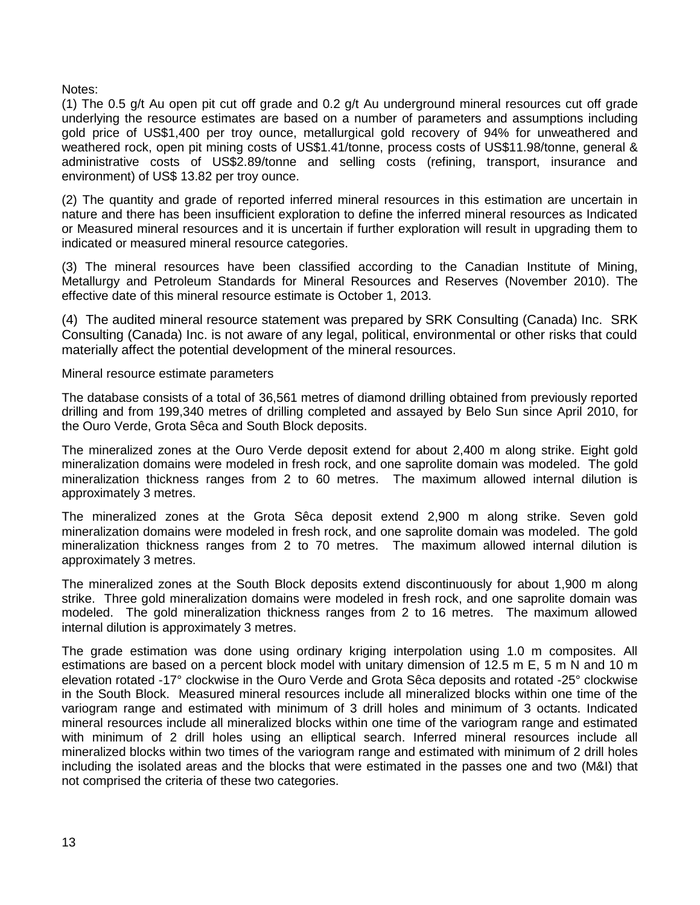Notes:

(1) The 0.5 g/t Au open pit cut off grade and 0.2 g/t Au underground mineral resources cut off grade underlying the resource estimates are based on a number of parameters and assumptions including gold price of US$1,400 per troy ounce, metallurgical gold recovery of 94% for unweathered and weathered rock, open pit mining costs of US$1.41/tonne, process costs of US$11.98/tonne, general & administrative costs of US$2.89/tonne and selling costs (refining, transport, insurance and environment) of US$ 13.82 per troy ounce.

(2) The quantity and grade of reported inferred mineral resources in this estimation are uncertain in nature and there has been insufficient exploration to define the inferred mineral resources as Indicated or Measured mineral resources and it is uncertain if further exploration will result in upgrading them to indicated or measured mineral resource categories.

(3) The mineral resources have been classified according to the Canadian Institute of Mining, Metallurgy and Petroleum Standards for Mineral Resources and Reserves (November 2010). The effective date of this mineral resource estimate is October 1, 2013.

(4) The audited mineral resource statement was prepared by SRK Consulting (Canada) Inc. SRK Consulting (Canada) Inc. is not aware of any legal, political, environmental or other risks that could materially affect the potential development of the mineral resources.

Mineral resource estimate parameters

The database consists of a total of 36,561 metres of diamond drilling obtained from previously reported drilling and from 199,340 metres of drilling completed and assayed by Belo Sun since April 2010, for the Ouro Verde, Grota Sêca and South Block deposits.

The mineralized zones at the Ouro Verde deposit extend for about 2,400 m along strike. Eight gold mineralization domains were modeled in fresh rock, and one saprolite domain was modeled. The gold mineralization thickness ranges from 2 to 60 metres. The maximum allowed internal dilution is approximately 3 metres.

The mineralized zones at the Grota Sêca deposit extend 2,900 m along strike. Seven gold mineralization domains were modeled in fresh rock, and one saprolite domain was modeled. The gold mineralization thickness ranges from 2 to 70 metres. The maximum allowed internal dilution is approximately 3 metres.

The mineralized zones at the South Block deposits extend discontinuously for about 1,900 m along strike. Three gold mineralization domains were modeled in fresh rock, and one saprolite domain was modeled. The gold mineralization thickness ranges from 2 to 16 metres. The maximum allowed internal dilution is approximately 3 metres.

The grade estimation was done using ordinary kriging interpolation using 1.0 m composites. All estimations are based on a percent block model with unitary dimension of 12.5 m E, 5 m N and 10 m elevation rotated -17° clockwise in the Ouro Verde and Grota Sêca deposits and rotated -25° clockwise in the South Block. Measured mineral resources include all mineralized blocks within one time of the variogram range and estimated with minimum of 3 drill holes and minimum of 3 octants. Indicated mineral resources include all mineralized blocks within one time of the variogram range and estimated with minimum of 2 drill holes using an elliptical search. Inferred mineral resources include all mineralized blocks within two times of the variogram range and estimated with minimum of 2 drill holes including the isolated areas and the blocks that were estimated in the passes one and two (M&I) that not comprised the criteria of these two categories.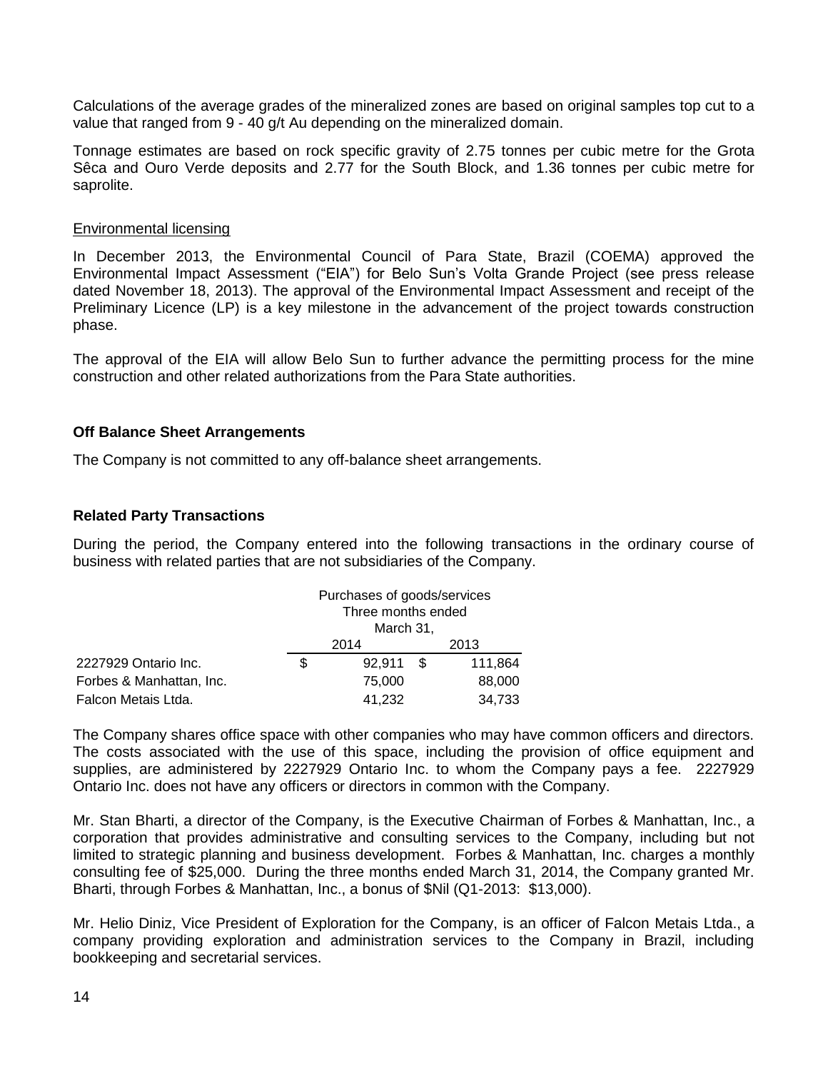Calculations of the average grades of the mineralized zones are based on original samples top cut to a value that ranged from 9 - 40 g/t Au depending on the mineralized domain.

Tonnage estimates are based on rock specific gravity of 2.75 tonnes per cubic metre for the Grota Sêca and Ouro Verde deposits and 2.77 for the South Block, and 1.36 tonnes per cubic metre for saprolite.

Environmental licensing

In December 2013, the Environmental Council of Para State, Brazil (COEMA) approved the Environmental Impact Assessment ("EIA") for Belo Sun's Volta Grande Project (see press release dated November 18, 2013). The approval of the Environmental Impact Assessment and receipt of the Preliminary Licence (LP) is a key milestone in the advancement of the project towards construction phase.

The approval of the EIA will allow Belo Sun to further advance the permitting process for the mine construction and other related authorizations from the Para State authorities.

## Off Balance Sheet Arrangements

The Company is not committed to any off-balance sheet arrangements.

## Related Party Transactions

During the period, the Company entered into the following transactions in the ordinary course of business with related parties that are not subsidiaries of the Company.

| | Purchases of goods/services Three months ended March 31, | |
|---|---|---|
| | 2014 | 2013 |
| 2227929 Ontario Inc. | $ 92,911 | $ 111,864 |
| Forbes & Manhattan, Inc. | 75,000 | 88,000 |
| Falcon Metais Ltda. | 41,232 | 34,733 |

The Company shares office space with other companies who may have common officers and directors. The costs associated with the use of this space, including the provision of office equipment and supplies, are administered by 2227929 Ontario Inc. to whom the Company pays a fee. 2227929 Ontario Inc. does not have any officers or directors in common with the Company.

Mr. Stan Bharti, a director of the Company, is the Executive Chairman of Forbes & Manhattan, Inc., a corporation that provides administrative and consulting services to the Company, including but not limited to strategic planning and business development. Forbes & Manhattan, Inc. charges a monthly consulting fee of $25,000. During the three months ended March 31, 2014, the Company granted Mr. Bharti, through Forbes & Manhattan, Inc., a bonus of $Nil (Q1-2013: $13,000).

Mr. Helio Diniz, Vice President of Exploration for the Company, is an officer of Falcon Metais Ltda., a company providing exploration and administration services to the Company in Brazil, including bookkeeping and secretarial services.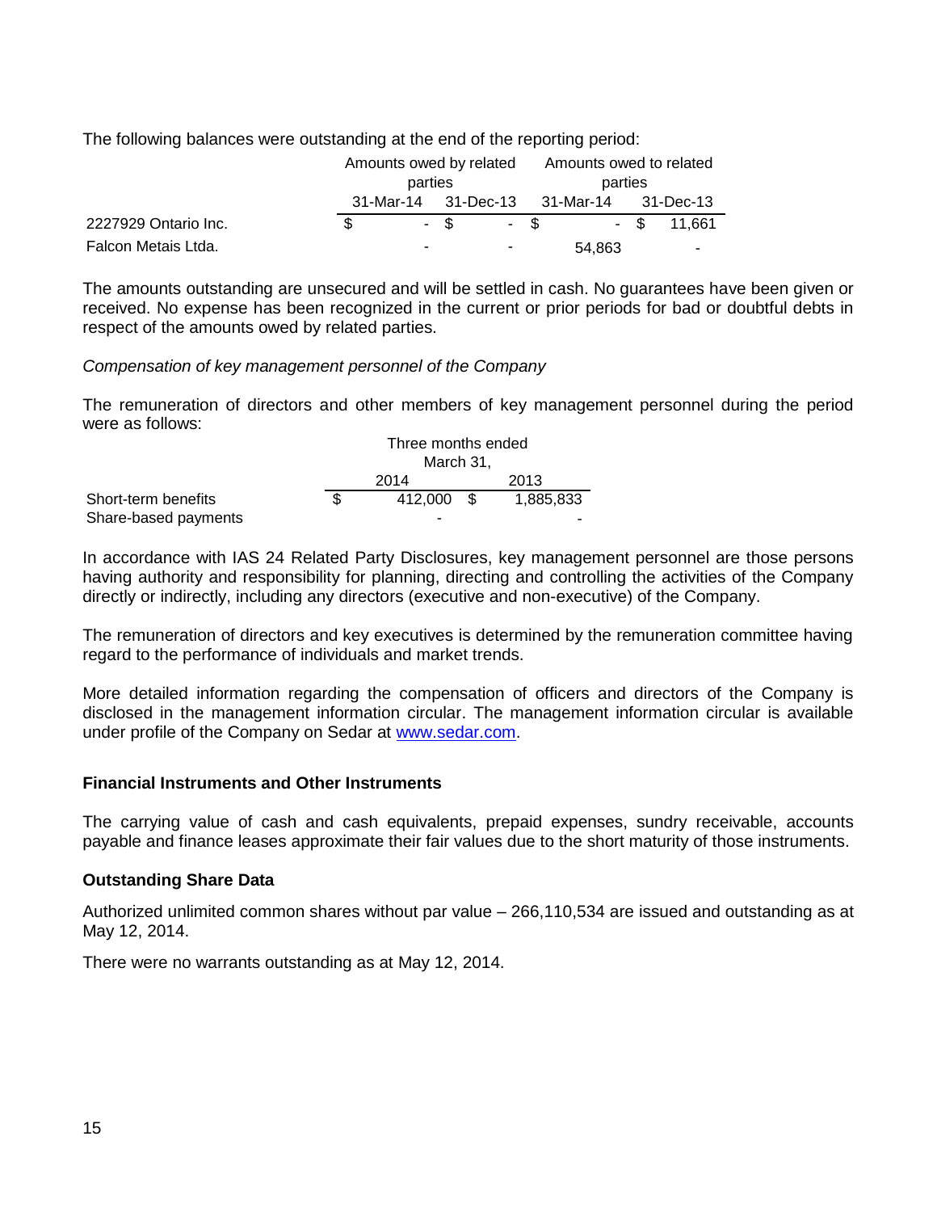The following balances were outstanding at the end of the reporting period:

| | Amounts owed by related parties | | Amounts owed to related parties | |
|---|---|---|---|---|
| | 31-Mar-14 | 31-Dec-13 | 31-Mar-14 | 31-Dec-13 |
| 2227929 Ontario Inc. | $ - | $ - | $ - | $ 11,661 |
| Falcon Metais Ltda. | - | - | 54,863 | - |

The amounts outstanding are unsecured and will be settled in cash. No guarantees have been given or received. No expense has been recognized in the current or prior periods for bad or doubtful debts in respect of the amounts owed by related parties.

*Compensation of key management personnel of the Company*

The remuneration of directors and other members of key management personnel during the period were as follows:

| | Three months ended March 31, | |
|---|---|---|
| | 2014 | 2013 |
| Short-term benefits | $ 412,000 | $ 1,885,833 |
| Share-based payments | - | - |

In accordance with IAS 24 Related Party Disclosures, key management personnel are those persons having authority and responsibility for planning, directing and controlling the activities of the Company directly or indirectly, including any directors (executive and non-executive) of the Company.

The remuneration of directors and key executives is determined by the remuneration committee having regard to the performance of individuals and market trends.

More detailed information regarding the compensation of officers and directors of the Company is disclosed in the management information circular. The management information circular is available under profile of the Company on Sedar at www.sedar.com.

**Financial Instruments and Other Instruments**

The carrying value of cash and cash equivalents, prepaid expenses, sundry receivable, accounts payable and finance leases approximate their fair values due to the short maturity of those instruments.

**Outstanding Share Data**

Authorized unlimited common shares without par value – 266,110,534 are issued and outstanding as at May 12, 2014.

There were no warrants outstanding as at May 12, 2014.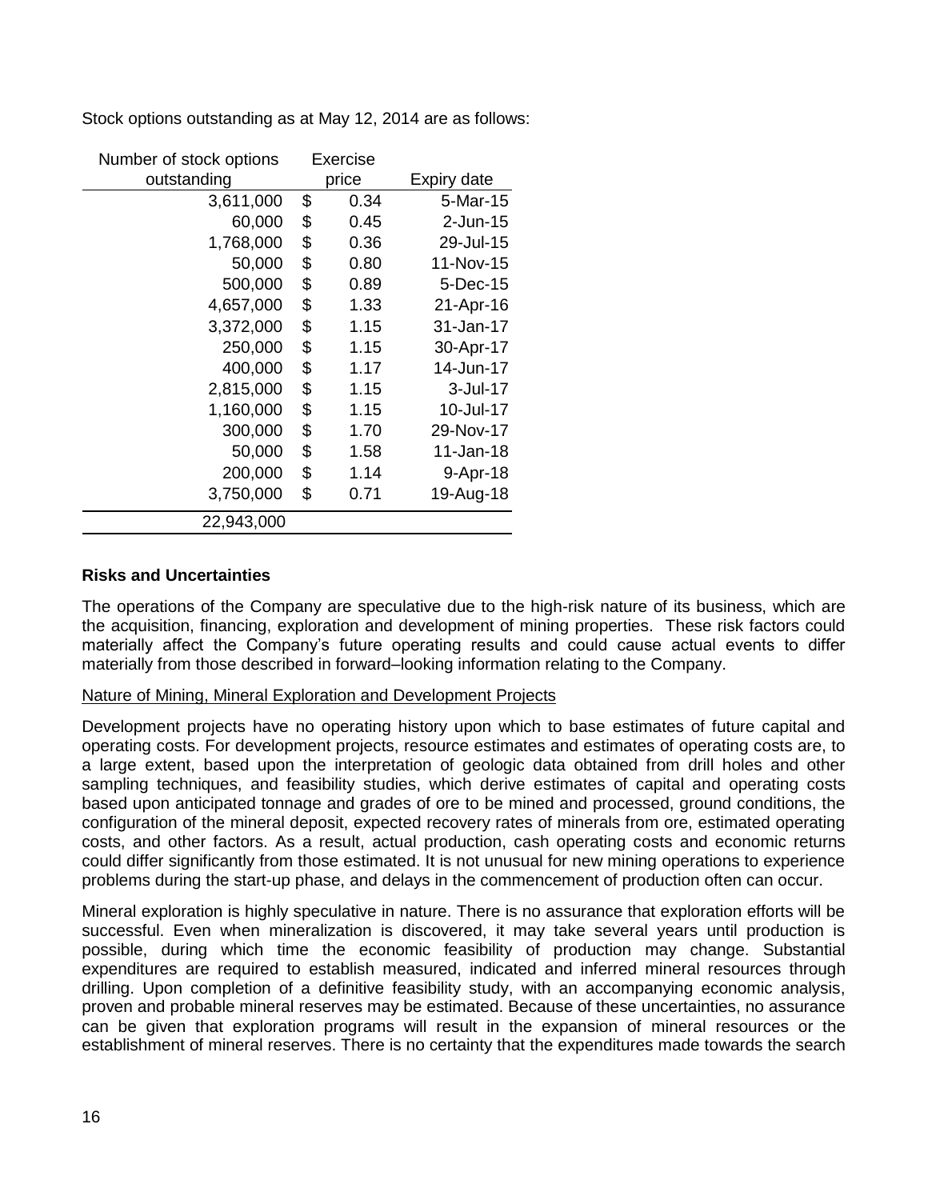Stock options outstanding as at May 12, 2014 are as follows:

| Number of stock options outstanding | Exercise price | Expiry date |
|---|---|---|
| 3,611,000 | $ 0.34 | 5-Mar-15 |
| 60,000 | $ 0.45 | 2-Jun-15 |
| 1,768,000 | $ 0.36 | 29-Jul-15 |
| 50,000 | $ 0.80 | 11-Nov-15 |
| 500,000 | $ 0.89 | 5-Dec-15 |
| 4,657,000 | $ 1.33 | 21-Apr-16 |
| 3,372,000 | $ 1.15 | 31-Jan-17 |
| 250,000 | $ 1.15 | 30-Apr-17 |
| 400,000 | $ 1.17 | 14-Jun-17 |
| 2,815,000 | $ 1.15 | 3-Jul-17 |
| 1,160,000 | $ 1.15 | 10-Jul-17 |
| 300,000 | $ 1.70 | 29-Nov-17 |
| 50,000 | $ 1.58 | 11-Jan-18 |
| 200,000 | $ 1.14 | 9-Apr-18 |
| 3,750,000 | $ 0.71 | 19-Aug-18 |
| 22,943,000 | | |

**Risks and Uncertainties**

The operations of the Company are speculative due to the high-risk nature of its business, which are the acquisition, financing, exploration and development of mining properties. These risk factors could materially affect the Company's future operating results and could cause actual events to differ materially from those described in forward–looking information relating to the Company.

Nature of Mining, Mineral Exploration and Development Projects

Development projects have no operating history upon which to base estimates of future capital and operating costs. For development projects, resource estimates and estimates of operating costs are, to a large extent, based upon the interpretation of geologic data obtained from drill holes and other sampling techniques, and feasibility studies, which derive estimates of capital and operating costs based upon anticipated tonnage and grades of ore to be mined and processed, ground conditions, the configuration of the mineral deposit, expected recovery rates of minerals from ore, estimated operating costs, and other factors. As a result, actual production, cash operating costs and economic returns could differ significantly from those estimated. It is not unusual for new mining operations to experience problems during the start-up phase, and delays in the commencement of production often can occur.

Mineral exploration is highly speculative in nature. There is no assurance that exploration efforts will be successful. Even when mineralization is discovered, it may take several years until production is possible, during which time the economic feasibility of production may change. Substantial expenditures are required to establish measured, indicated and inferred mineral resources through drilling. Upon completion of a definitive feasibility study, with an accompanying economic analysis, proven and probable mineral reserves may be estimated. Because of these uncertainties, no assurance can be given that exploration programs will result in the expansion of mineral resources or the establishment of mineral reserves. There is no certainty that the expenditures made towards the search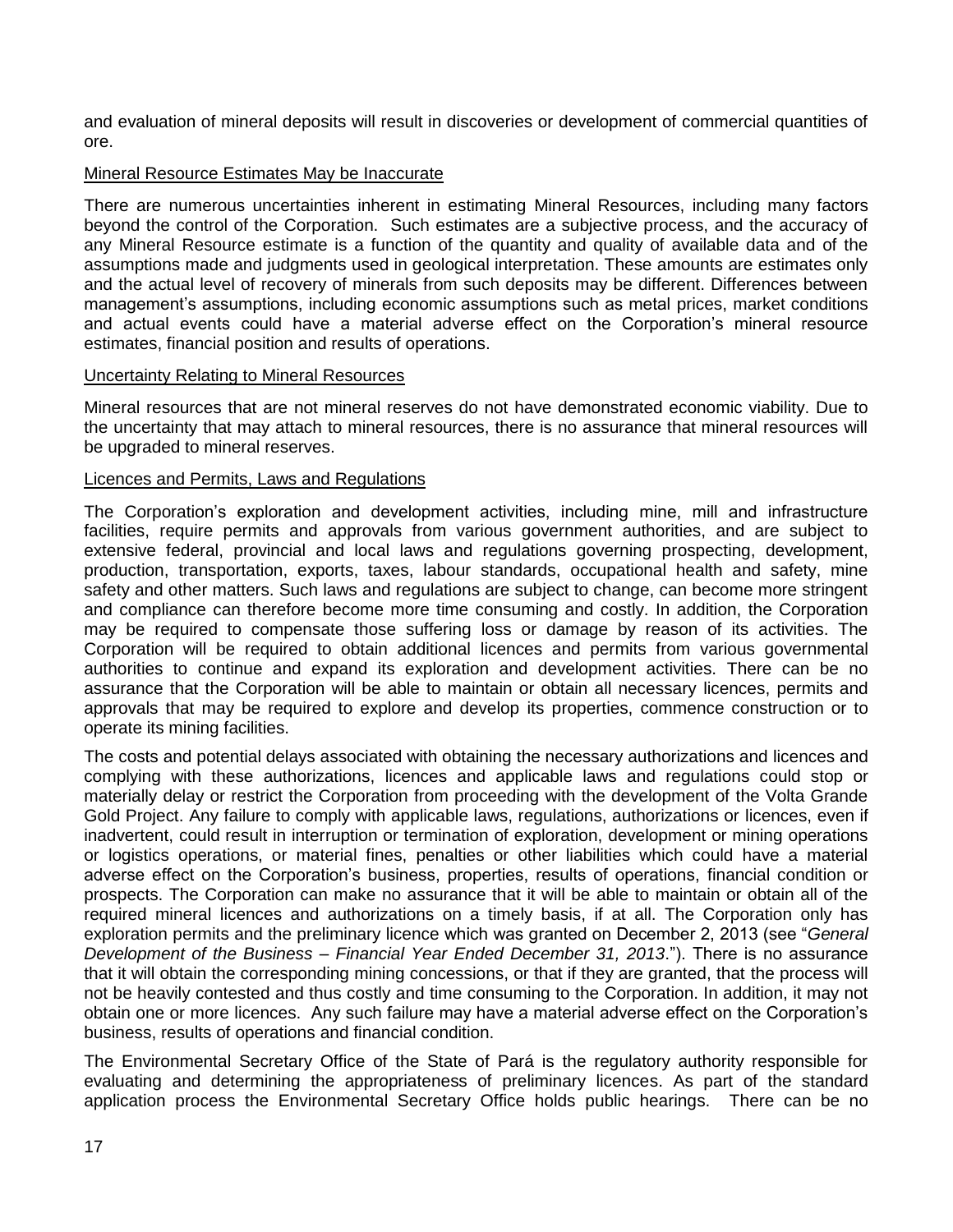and evaluation of mineral deposits will result in discoveries or development of commercial quantities of ore.

### Mineral Resource Estimates May be Inaccurate

There are numerous uncertainties inherent in estimating Mineral Resources, including many factors beyond the control of the Corporation. Such estimates are a subjective process, and the accuracy of any Mineral Resource estimate is a function of the quantity and quality of available data and of the assumptions made and judgments used in geological interpretation. These amounts are estimates only and the actual level of recovery of minerals from such deposits may be different. Differences between management's assumptions, including economic assumptions such as metal prices, market conditions and actual events could have a material adverse effect on the Corporation's mineral resource estimates, financial position and results of operations.

### Uncertainty Relating to Mineral Resources

Mineral resources that are not mineral reserves do not have demonstrated economic viability. Due to the uncertainty that may attach to mineral resources, there is no assurance that mineral resources will be upgraded to mineral reserves.

### Licences and Permits, Laws and Regulations

The Corporation's exploration and development activities, including mine, mill and infrastructure facilities, require permits and approvals from various government authorities, and are subject to extensive federal, provincial and local laws and regulations governing prospecting, development, production, transportation, exports, taxes, labour standards, occupational health and safety, mine safety and other matters. Such laws and regulations are subject to change, can become more stringent and compliance can therefore become more time consuming and costly. In addition, the Corporation may be required to compensate those suffering loss or damage by reason of its activities. The Corporation will be required to obtain additional licences and permits from various governmental authorities to continue and expand its exploration and development activities. There can be no assurance that the Corporation will be able to maintain or obtain all necessary licences, permits and approvals that may be required to explore and develop its properties, commence construction or to operate its mining facilities.

The costs and potential delays associated with obtaining the necessary authorizations and licences and complying with these authorizations, licences and applicable laws and regulations could stop or materially delay or restrict the Corporation from proceeding with the development of the Volta Grande Gold Project. Any failure to comply with applicable laws, regulations, authorizations or licences, even if inadvertent, could result in interruption or termination of exploration, development or mining operations or logistics operations, or material fines, penalties or other liabilities which could have a material adverse effect on the Corporation's business, properties, results of operations, financial condition or prospects. The Corporation can make no assurance that it will be able to maintain or obtain all of the required mineral licences and authorizations on a timely basis, if at all. The Corporation only has exploration permits and the preliminary licence which was granted on December 2, 2013 (see "*General Development of the Business – Financial Year Ended December 31, 2013*."). There is no assurance that it will obtain the corresponding mining concessions, or that if they are granted, that the process will not be heavily contested and thus costly and time consuming to the Corporation. In addition, it may not obtain one or more licences. Any such failure may have a material adverse effect on the Corporation's business, results of operations and financial condition.

The Environmental Secretary Office of the State of Pará is the regulatory authority responsible for evaluating and determining the appropriateness of preliminary licences. As part of the standard application process the Environmental Secretary Office holds public hearings. There can be no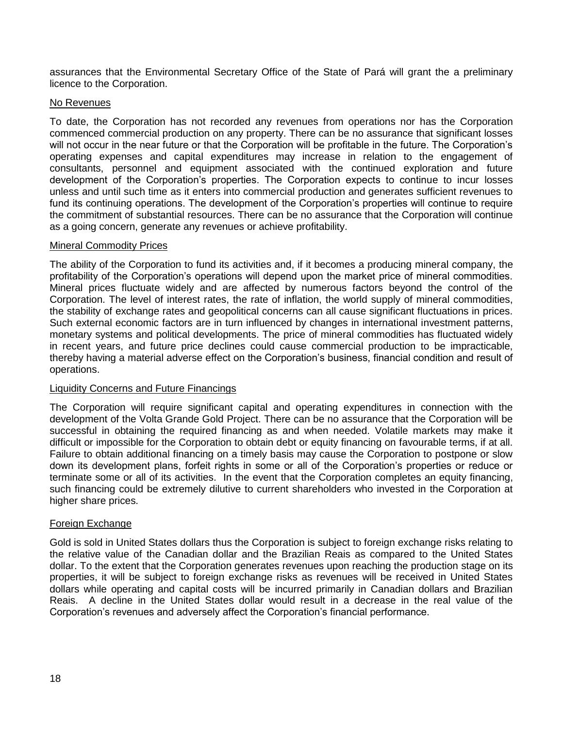assurances that the Environmental Secretary Office of the State of Pará will grant the a preliminary licence to the Corporation.

### No Revenues

To date, the Corporation has not recorded any revenues from operations nor has the Corporation commenced commercial production on any property. There can be no assurance that significant losses will not occur in the near future or that the Corporation will be profitable in the future. The Corporation's operating expenses and capital expenditures may increase in relation to the engagement of consultants, personnel and equipment associated with the continued exploration and future development of the Corporation's properties. The Corporation expects to continue to incur losses unless and until such time as it enters into commercial production and generates sufficient revenues to fund its continuing operations. The development of the Corporation's properties will continue to require the commitment of substantial resources. There can be no assurance that the Corporation will continue as a going concern, generate any revenues or achieve profitability.

### Mineral Commodity Prices

The ability of the Corporation to fund its activities and, if it becomes a producing mineral company, the profitability of the Corporation's operations will depend upon the market price of mineral commodities. Mineral prices fluctuate widely and are affected by numerous factors beyond the control of the Corporation. The level of interest rates, the rate of inflation, the world supply of mineral commodities, the stability of exchange rates and geopolitical concerns can all cause significant fluctuations in prices. Such external economic factors are in turn influenced by changes in international investment patterns, monetary systems and political developments. The price of mineral commodities has fluctuated widely in recent years, and future price declines could cause commercial production to be impracticable, thereby having a material adverse effect on the Corporation's business, financial condition and result of operations.

### Liquidity Concerns and Future Financings

The Corporation will require significant capital and operating expenditures in connection with the development of the Volta Grande Gold Project. There can be no assurance that the Corporation will be successful in obtaining the required financing as and when needed. Volatile markets may make it difficult or impossible for the Corporation to obtain debt or equity financing on favourable terms, if at all. Failure to obtain additional financing on a timely basis may cause the Corporation to postpone or slow down its development plans, forfeit rights in some or all of the Corporation's properties or reduce or terminate some or all of its activities. In the event that the Corporation completes an equity financing, such financing could be extremely dilutive to current shareholders who invested in the Corporation at higher share prices.

### Foreign Exchange

Gold is sold in United States dollars thus the Corporation is subject to foreign exchange risks relating to the relative value of the Canadian dollar and the Brazilian Reais as compared to the United States dollar. To the extent that the Corporation generates revenues upon reaching the production stage on its properties, it will be subject to foreign exchange risks as revenues will be received in United States dollars while operating and capital costs will be incurred primarily in Canadian dollars and Brazilian Reais. A decline in the United States dollar would result in a decrease in the real value of the Corporation's revenues and adversely affect the Corporation's financial performance.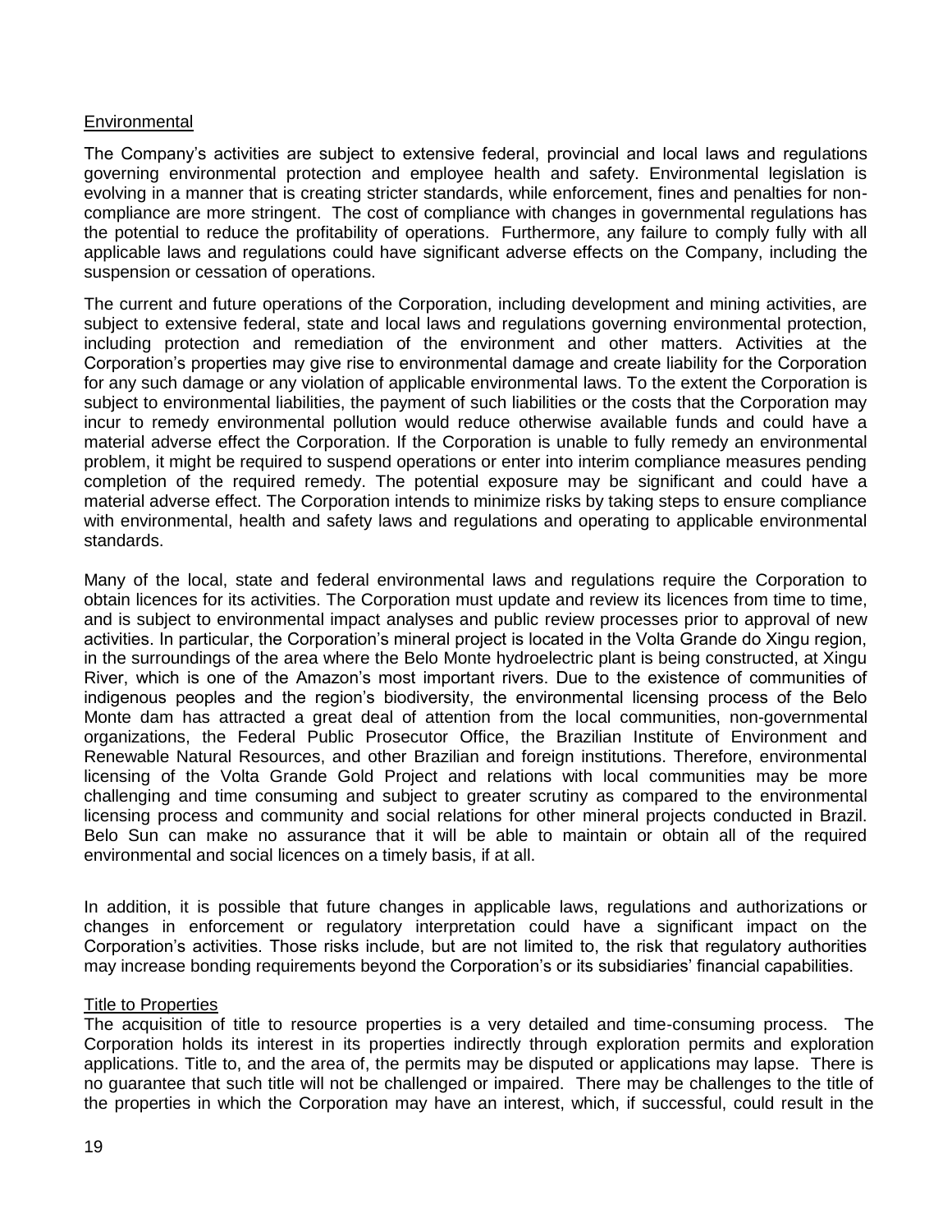## Environmental

The Company's activities are subject to extensive federal, provincial and local laws and regulations governing environmental protection and employee health and safety. Environmental legislation is evolving in a manner that is creating stricter standards, while enforcement, fines and penalties for non-compliance are more stringent. The cost of compliance with changes in governmental regulations has the potential to reduce the profitability of operations. Furthermore, any failure to comply fully with all applicable laws and regulations could have significant adverse effects on the Company, including the suspension or cessation of operations.

The current and future operations of the Corporation, including development and mining activities, are subject to extensive federal, state and local laws and regulations governing environmental protection, including protection and remediation of the environment and other matters. Activities at the Corporation's properties may give rise to environmental damage and create liability for the Corporation for any such damage or any violation of applicable environmental laws. To the extent the Corporation is subject to environmental liabilities, the payment of such liabilities or the costs that the Corporation may incur to remedy environmental pollution would reduce otherwise available funds and could have a material adverse effect the Corporation. If the Corporation is unable to fully remedy an environmental problem, it might be required to suspend operations or enter into interim compliance measures pending completion of the required remedy. The potential exposure may be significant and could have a material adverse effect. The Corporation intends to minimize risks by taking steps to ensure compliance with environmental, health and safety laws and regulations and operating to applicable environmental standards.

Many of the local, state and federal environmental laws and regulations require the Corporation to obtain licences for its activities. The Corporation must update and review its licences from time to time, and is subject to environmental impact analyses and public review processes prior to approval of new activities. In particular, the Corporation's mineral project is located in the Volta Grande do Xingu region, in the surroundings of the area where the Belo Monte hydroelectric plant is being constructed, at Xingu River, which is one of the Amazon's most important rivers. Due to the existence of communities of indigenous peoples and the region's biodiversity, the environmental licensing process of the Belo Monte dam has attracted a great deal of attention from the local communities, non-governmental organizations, the Federal Public Prosecutor Office, the Brazilian Institute of Environment and Renewable Natural Resources, and other Brazilian and foreign institutions. Therefore, environmental licensing of the Volta Grande Gold Project and relations with local communities may be more challenging and time consuming and subject to greater scrutiny as compared to the environmental licensing process and community and social relations for other mineral projects conducted in Brazil. Belo Sun can make no assurance that it will be able to maintain or obtain all of the required environmental and social licences on a timely basis, if at all.

In addition, it is possible that future changes in applicable laws, regulations and authorizations or changes in enforcement or regulatory interpretation could have a significant impact on the Corporation's activities. Those risks include, but are not limited to, the risk that regulatory authorities may increase bonding requirements beyond the Corporation's or its subsidiaries' financial capabilities.

## Title to Properties

The acquisition of title to resource properties is a very detailed and time-consuming process. The Corporation holds its interest in its properties indirectly through exploration permits and exploration applications. Title to, and the area of, the permits may be disputed or applications may lapse. There is no guarantee that such title will not be challenged or impaired. There may be challenges to the title of the properties in which the Corporation may have an interest, which, if successful, could result in the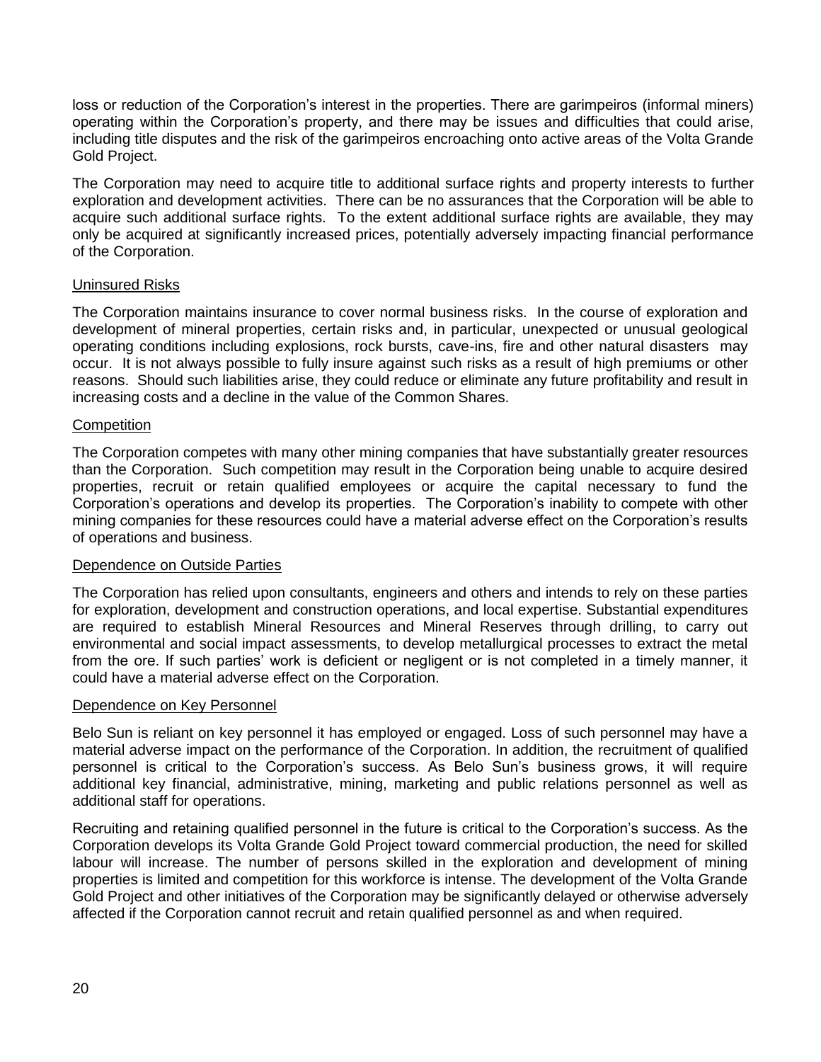loss or reduction of the Corporation's interest in the properties. There are garimpeiros (informal miners) operating within the Corporation's property, and there may be issues and difficulties that could arise, including title disputes and the risk of the garimpeiros encroaching onto active areas of the Volta Grande Gold Project.

The Corporation may need to acquire title to additional surface rights and property interests to further exploration and development activities. There can be no assurances that the Corporation will be able to acquire such additional surface rights. To the extent additional surface rights are available, they may only be acquired at significantly increased prices, potentially adversely impacting financial performance of the Corporation.

### Uninsured Risks

The Corporation maintains insurance to cover normal business risks. In the course of exploration and development of mineral properties, certain risks and, in particular, unexpected or unusual geological operating conditions including explosions, rock bursts, cave-ins, fire and other natural disasters may occur. It is not always possible to fully insure against such risks as a result of high premiums or other reasons. Should such liabilities arise, they could reduce or eliminate any future profitability and result in increasing costs and a decline in the value of the Common Shares.

### Competition

The Corporation competes with many other mining companies that have substantially greater resources than the Corporation. Such competition may result in the Corporation being unable to acquire desired properties, recruit or retain qualified employees or acquire the capital necessary to fund the Corporation's operations and develop its properties. The Corporation's inability to compete with other mining companies for these resources could have a material adverse effect on the Corporation's results of operations and business.

### Dependence on Outside Parties

The Corporation has relied upon consultants, engineers and others and intends to rely on these parties for exploration, development and construction operations, and local expertise. Substantial expenditures are required to establish Mineral Resources and Mineral Reserves through drilling, to carry out environmental and social impact assessments, to develop metallurgical processes to extract the metal from the ore. If such parties' work is deficient or negligent or is not completed in a timely manner, it could have a material adverse effect on the Corporation.

### Dependence on Key Personnel

Belo Sun is reliant on key personnel it has employed or engaged. Loss of such personnel may have a material adverse impact on the performance of the Corporation. In addition, the recruitment of qualified personnel is critical to the Corporation's success. As Belo Sun's business grows, it will require additional key financial, administrative, mining, marketing and public relations personnel as well as additional staff for operations.

Recruiting and retaining qualified personnel in the future is critical to the Corporation's success. As the Corporation develops its Volta Grande Gold Project toward commercial production, the need for skilled labour will increase. The number of persons skilled in the exploration and development of mining properties is limited and competition for this workforce is intense. The development of the Volta Grande Gold Project and other initiatives of the Corporation may be significantly delayed or otherwise adversely affected if the Corporation cannot recruit and retain qualified personnel as and when required.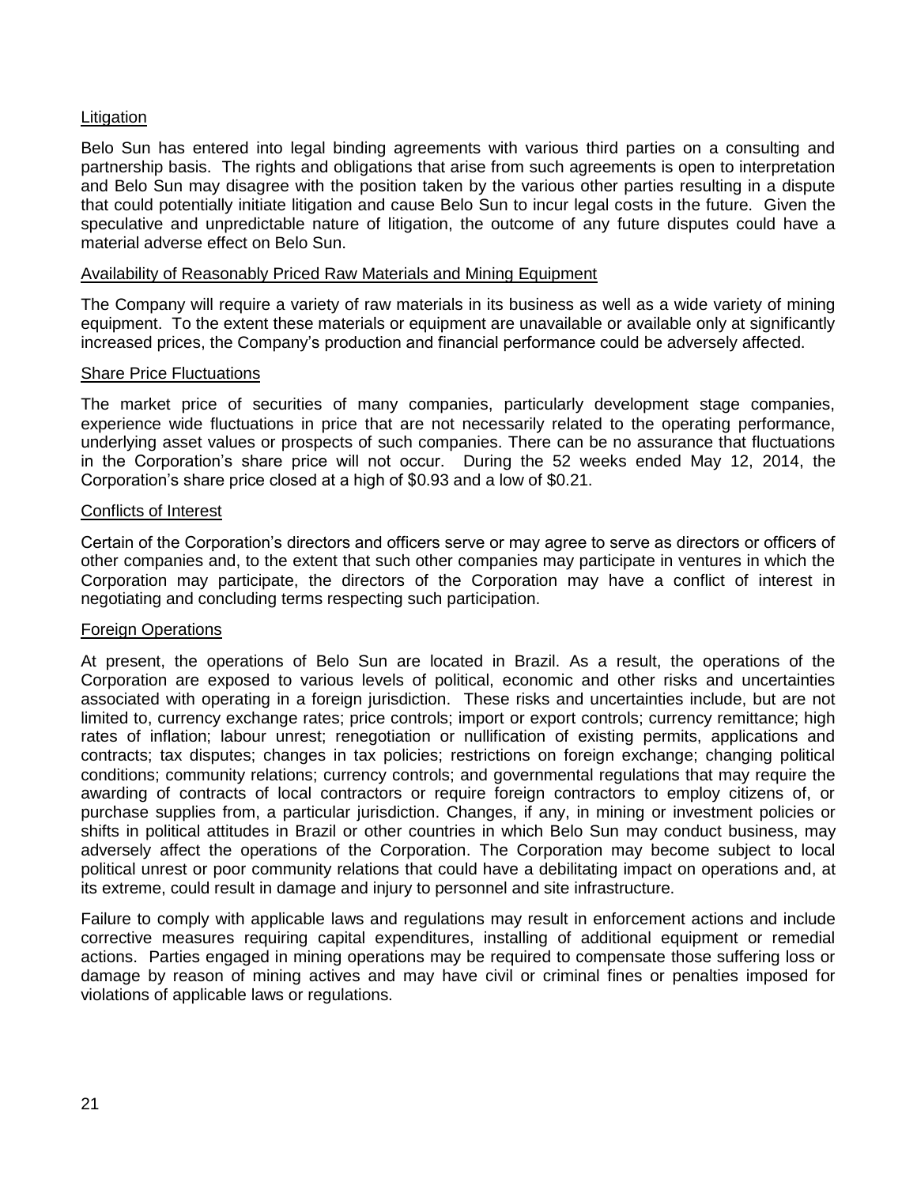### Litigation

Belo Sun has entered into legal binding agreements with various third parties on a consulting and partnership basis. The rights and obligations that arise from such agreements is open to interpretation and Belo Sun may disagree with the position taken by the various other parties resulting in a dispute that could potentially initiate litigation and cause Belo Sun to incur legal costs in the future. Given the speculative and unpredictable nature of litigation, the outcome of any future disputes could have a material adverse effect on Belo Sun.

### Availability of Reasonably Priced Raw Materials and Mining Equipment

The Company will require a variety of raw materials in its business as well as a wide variety of mining equipment. To the extent these materials or equipment are unavailable or available only at significantly increased prices, the Company's production and financial performance could be adversely affected.

### Share Price Fluctuations

The market price of securities of many companies, particularly development stage companies, experience wide fluctuations in price that are not necessarily related to the operating performance, underlying asset values or prospects of such companies. There can be no assurance that fluctuations in the Corporation's share price will not occur. During the 52 weeks ended May 12, 2014, the Corporation's share price closed at a high of $0.93 and a low of $0.21.

### Conflicts of Interest

Certain of the Corporation's directors and officers serve or may agree to serve as directors or officers of other companies and, to the extent that such other companies may participate in ventures in which the Corporation may participate, the directors of the Corporation may have a conflict of interest in negotiating and concluding terms respecting such participation.

### Foreign Operations

At present, the operations of Belo Sun are located in Brazil. As a result, the operations of the Corporation are exposed to various levels of political, economic and other risks and uncertainties associated with operating in a foreign jurisdiction. These risks and uncertainties include, but are not limited to, currency exchange rates; price controls; import or export controls; currency remittance; high rates of inflation; labour unrest; renegotiation or nullification of existing permits, applications and contracts; tax disputes; changes in tax policies; restrictions on foreign exchange; changing political conditions; community relations; currency controls; and governmental regulations that may require the awarding of contracts of local contractors or require foreign contractors to employ citizens of, or purchase supplies from, a particular jurisdiction. Changes, if any, in mining or investment policies or shifts in political attitudes in Brazil or other countries in which Belo Sun may conduct business, may adversely affect the operations of the Corporation. The Corporation may become subject to local political unrest or poor community relations that could have a debilitating impact on operations and, at its extreme, could result in damage and injury to personnel and site infrastructure.

Failure to comply with applicable laws and regulations may result in enforcement actions and include corrective measures requiring capital expenditures, installing of additional equipment or remedial actions. Parties engaged in mining operations may be required to compensate those suffering loss or damage by reason of mining actives and may have civil or criminal fines or penalties imposed for violations of applicable laws or regulations.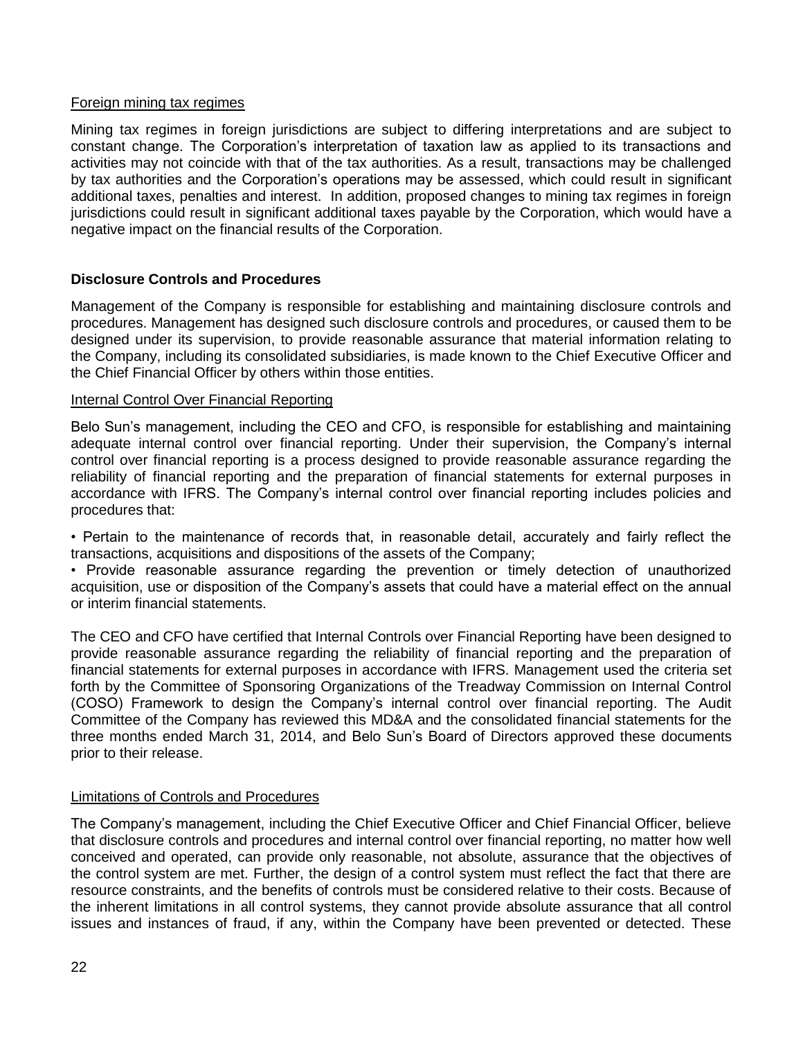Foreign mining tax regimes

Mining tax regimes in foreign jurisdictions are subject to differing interpretations and are subject to constant change. The Corporation's interpretation of taxation law as applied to its transactions and activities may not coincide with that of the tax authorities. As a result, transactions may be challenged by tax authorities and the Corporation's operations may be assessed, which could result in significant additional taxes, penalties and interest. In addition, proposed changes to mining tax regimes in foreign jurisdictions could result in significant additional taxes payable by the Corporation, which would have a negative impact on the financial results of the Corporation.

## Disclosure Controls and Procedures

Management of the Company is responsible for establishing and maintaining disclosure controls and procedures. Management has designed such disclosure controls and procedures, or caused them to be designed under its supervision, to provide reasonable assurance that material information relating to the Company, including its consolidated subsidiaries, is made known to the Chief Executive Officer and the Chief Financial Officer by others within those entities.

Internal Control Over Financial Reporting

Belo Sun's management, including the CEO and CFO, is responsible for establishing and maintaining adequate internal control over financial reporting. Under their supervision, the Company's internal control over financial reporting is a process designed to provide reasonable assurance regarding the reliability of financial reporting and the preparation of financial statements for external purposes in accordance with IFRS. The Company's internal control over financial reporting includes policies and procedures that:

• Pertain to the maintenance of records that, in reasonable detail, accurately and fairly reflect the transactions, acquisitions and dispositions of the assets of the Company;
• Provide reasonable assurance regarding the prevention or timely detection of unauthorized acquisition, use or disposition of the Company's assets that could have a material effect on the annual or interim financial statements.

The CEO and CFO have certified that Internal Controls over Financial Reporting have been designed to provide reasonable assurance regarding the reliability of financial reporting and the preparation of financial statements for external purposes in accordance with IFRS. Management used the criteria set forth by the Committee of Sponsoring Organizations of the Treadway Commission on Internal Control (COSO) Framework to design the Company's internal control over financial reporting. The Audit Committee of the Company has reviewed this MD&A and the consolidated financial statements for the three months ended March 31, 2014, and Belo Sun's Board of Directors approved these documents prior to their release.

Limitations of Controls and Procedures

The Company's management, including the Chief Executive Officer and Chief Financial Officer, believe that disclosure controls and procedures and internal control over financial reporting, no matter how well conceived and operated, can provide only reasonable, not absolute, assurance that the objectives of the control system are met. Further, the design of a control system must reflect the fact that there are resource constraints, and the benefits of controls must be considered relative to their costs. Because of the inherent limitations in all control systems, they cannot provide absolute assurance that all control issues and instances of fraud, if any, within the Company have been prevented or detected. These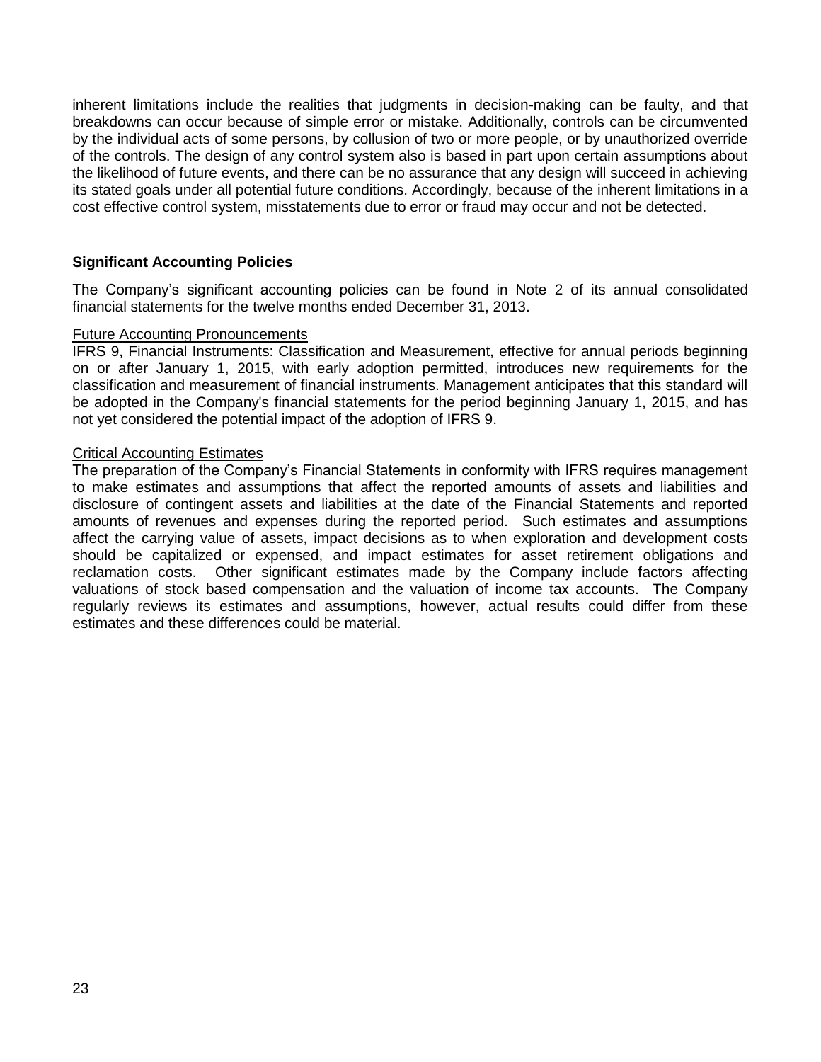inherent limitations include the realities that judgments in decision-making can be faulty, and that breakdowns can occur because of simple error or mistake. Additionally, controls can be circumvented by the individual acts of some persons, by collusion of two or more people, or by unauthorized override of the controls. The design of any control system also is based in part upon certain assumptions about the likelihood of future events, and there can be no assurance that any design will succeed in achieving its stated goals under all potential future conditions. Accordingly, because of the inherent limitations in a cost effective control system, misstatements due to error or fraud may occur and not be detected.

## Significant Accounting Policies

The Company's significant accounting policies can be found in Note 2 of its annual consolidated financial statements for the twelve months ended December 31, 2013.

### Future Accounting Pronouncements

IFRS 9, Financial Instruments: Classification and Measurement, effective for annual periods beginning on or after January 1, 2015, with early adoption permitted, introduces new requirements for the classification and measurement of financial instruments. Management anticipates that this standard will be adopted in the Company's financial statements for the period beginning January 1, 2015, and has not yet considered the potential impact of the adoption of IFRS 9.

### Critical Accounting Estimates

The preparation of the Company's Financial Statements in conformity with IFRS requires management to make estimates and assumptions that affect the reported amounts of assets and liabilities and disclosure of contingent assets and liabilities at the date of the Financial Statements and reported amounts of revenues and expenses during the reported period. Such estimates and assumptions affect the carrying value of assets, impact decisions as to when exploration and development costs should be capitalized or expensed, and impact estimates for asset retirement obligations and reclamation costs. Other significant estimates made by the Company include factors affecting valuations of stock based compensation and the valuation of income tax accounts. The Company regularly reviews its estimates and assumptions, however, actual results could differ from these estimates and these differences could be material.